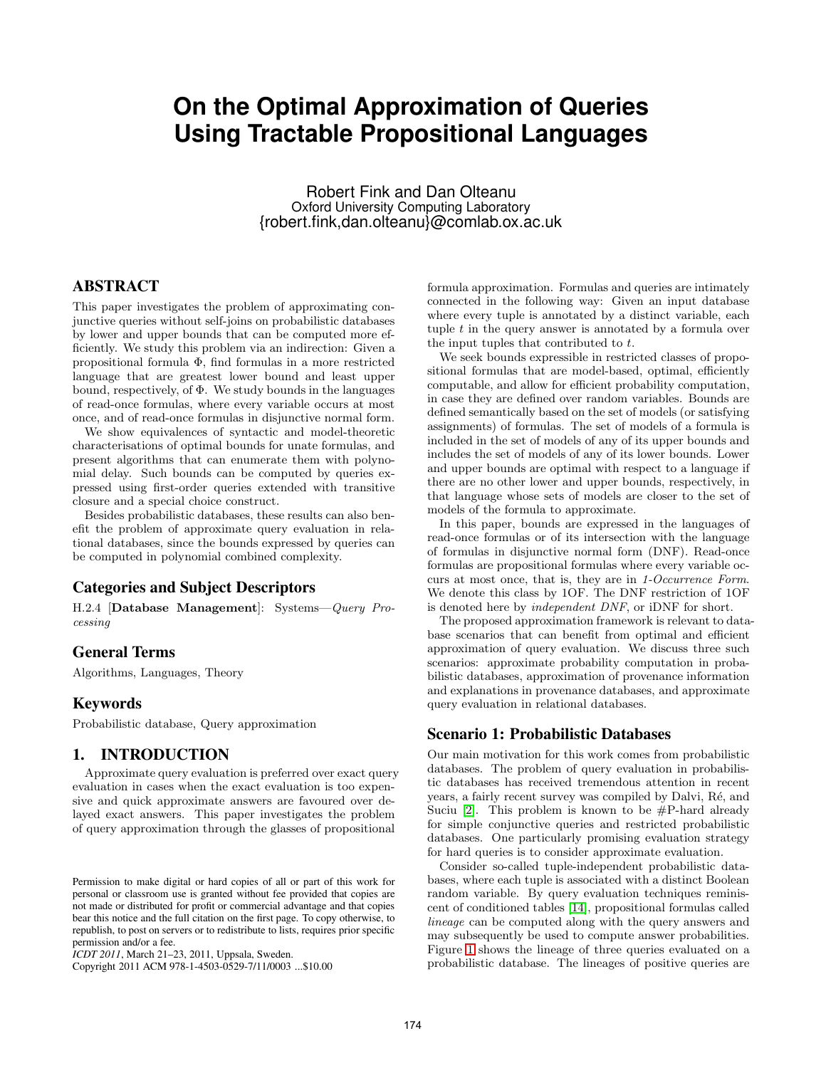# On the Optimal Approximation of Queries Using Tractable Propositional Languages

Robert Fink and Dan Olteanu
Oxford University Computing Laboratory
{robert.fink,dan.olteanu}@comlab.ox.ac.uk

## ABSTRACT

This paper investigates the problem of approximating conjunctive queries without self-joins on probabilistic databases by lower and upper bounds that can be computed more efficiently. We study this problem via an indirection: Given a propositional formula $\Phi$, find formulas in a more restricted language that are greatest lower bound and least upper bound, respectively, of $\Phi$. We study bounds in the languages of read-once formulas, where every variable occurs at most once, and of read-once formulas in disjunctive normal form.

We show equivalences of syntactic and model-theoretic characterisations of optimal bounds for unate formulas, and present algorithms that can enumerate them with polynomial delay. Such bounds can be computed by queries expressed using first-order queries extended with transitive closure and a special choice construct.

Besides probabilistic databases, these results can also benefit the problem of approximate query evaluation in relational databases, since the bounds expressed by queries can be computed in polynomial combined complexity.

### Categories and Subject Descriptors

H.2.4 [**Database Management**]: Systems—*Query Processing*

### General Terms

Algorithms, Languages, Theory

### Keywords

Probabilistic database, Query approximation

## 1. INTRODUCTION

Approximate query evaluation is preferred over exact query evaluation in cases when the exact evaluation is too expensive and quick approximate answers are favoured over delayed exact answers. This paper investigates the problem of query approximation through the glasses of propositional formula approximation. Formulas and queries are intimately connected in the following way: Given an input database where every tuple is annotated by a distinct variable, each tuple $t$ in the query answer is annotated by a formula over the input tuples that contributed to $t$.

We seek bounds expressible in restricted classes of propositional formulas that are model-based, optimal, efficiently computable, and allow for efficient probability computation, in case they are defined over random variables. Bounds are defined semantically based on the set of models (or satisfying assignments) of formulas. The set of models of a formula is included in the set of models of any of its upper bounds and includes the set of models of any of its lower bounds. Lower and upper bounds are optimal with respect to a language if there are no other lower and upper bounds, respectively, in that language whose sets of models are closer to the set of models of the formula to approximate.

In this paper, bounds are expressed in the languages of read-once formulas or of its intersection with the language of formulas in disjunctive normal form (DNF). Read-once formulas are propositional formulas where every variable occurs at most once, that is, they are in *1-Occurrence Form*. We denote this class by 1OF. The DNF restriction of 1OF is denoted here by *independent DNF*, or iDNF for short.

The proposed approximation framework is relevant to database scenarios that can benefit from optimal and efficient approximation of query evaluation. We discuss three such scenarios: approximate probability computation in probabilistic databases, approximation of provenance information and explanations in provenance databases, and approximate query evaluation in relational databases.

### Scenario 1: Probabilistic Databases

Our main motivation for this work comes from probabilistic databases. The problem of query evaluation in probabilistic databases has received tremendous attention in recent years, a fairly recent survey was compiled by Dalvi, Ré, and Suciu [2]. This problem is known to be #P-hard already for simple conjunctive queries and restricted probabilistic databases. One particularly promising evaluation strategy for hard queries is to consider approximate evaluation.

Consider so-called tuple-independent probabilistic databases, where each tuple is associated with a distinct Boolean random variable. By query evaluation techniques reminiscent of conditioned tables [14], propositional formulas called *lineage* can be computed along with the query answers and may subsequently be used to compute answer probabilities. Figure 1 shows the lineage of three queries evaluated on a probabilistic database. The lineages of positive queries are

Permission to make digital or hard copies of all or part of this work for personal or classroom use is granted without fee provided that copies are not made or distributed for profit or commercial advantage and that copies bear this notice and the full citation on the first page. To copy otherwise, to republish, to post on servers or to redistribute to lists, requires prior specific permission and/or a fee.
*ICDT 2011*, March 21–23, 2011, Uppsala, Sweden.
Copyright 2011 ACM 978-1-4503-0529-7/11/0003 ...$10.00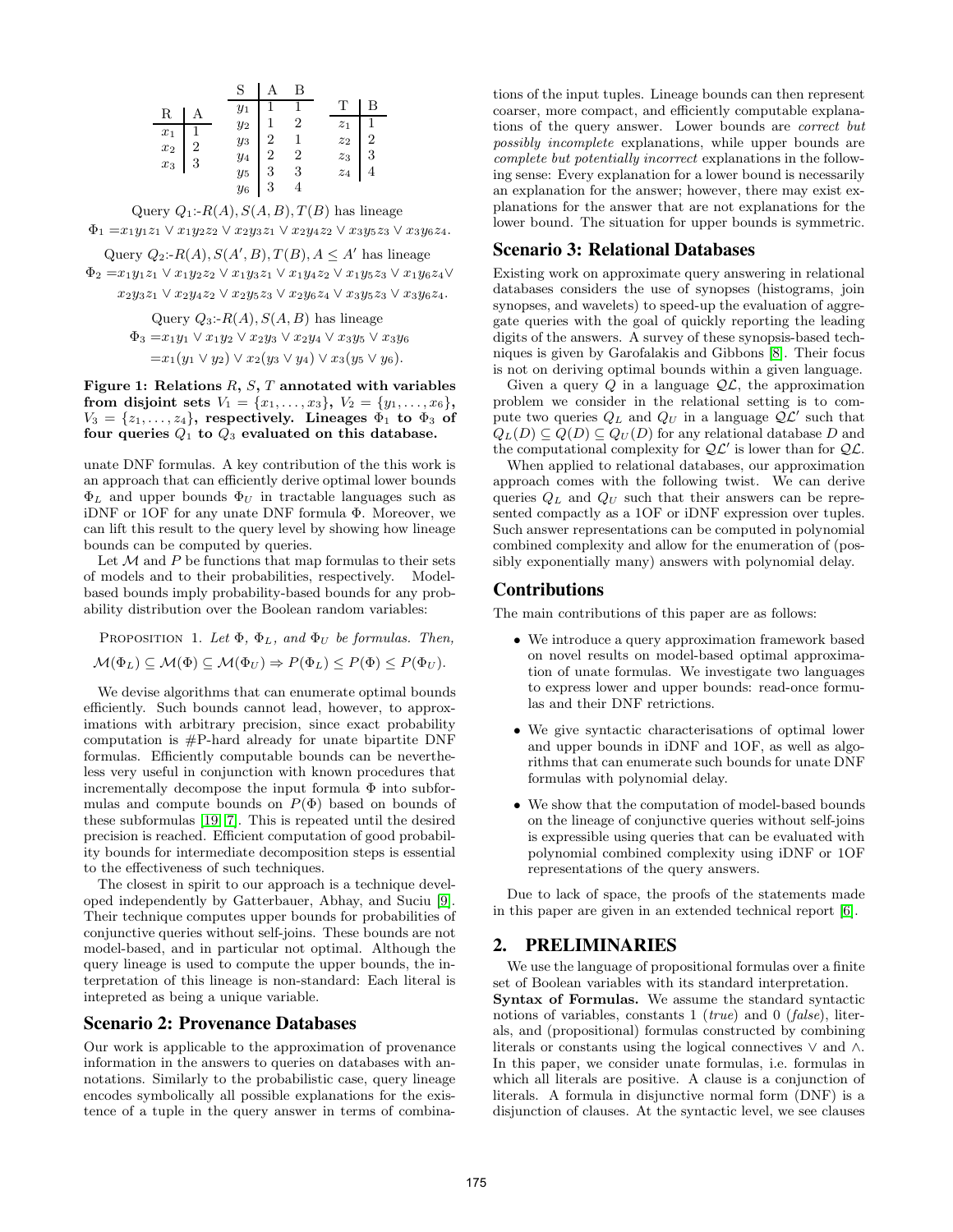| R | A |
|---|---|
| $x_1$ | 1 |
| $x_2$ | 2 |
| $x_3$ | 3 |

| S | A | B |
|---|---|---|
| $y_1$ | 1 | 1 |
| $y_2$ | 1 | 2 |
| $y_3$ | 2 | 1 |
| $y_4$ | 2 | 2 |
| $y_5$ | 3 | 3 |
| $y_6$ | 3 | 4 |

| T | B |
|---|---|
| $z_1$ | 1 |
| $z_2$ | 2 |
| $z_3$ | 3 |
| $z_4$ | 4 |

Query $Q_1$:-$R(A), S(A,B), T(B)$ has lineage

$$\Phi_1 = x_1y_1z_1 \vee x_1y_2z_2 \vee x_2y_3z_1 \vee x_2y_4z_2 \vee x_3y_5z_3 \vee x_3y_6z_4.$$

Query $Q_2$:-$R(A), S(A',B), T(B), A \leq A'$ has lineage

$$\Phi_2 = x_1y_1z_1 \vee x_1y_2z_2 \vee x_1y_3z_1 \vee x_1y_4z_2 \vee x_1y_5z_3 \vee x_1y_6z_4 \vee x_2y_3z_1 \vee x_2y_4z_2 \vee x_2y_5z_3 \vee x_2y_6z_4 \vee x_3y_5z_3 \vee x_3y_6z_4.$$

Query $Q_3$:-$R(A), S(A,B)$ has lineage

$$\Phi_3 = x_1y_1 \vee x_1y_2 \vee x_2y_3 \vee x_2y_4 \vee x_3y_5 \vee x_3y_6 = x_1(y_1 \vee y_2) \vee x_2(y_3 \vee y_4) \vee x_3(y_5 \vee y_6).$$

**Figure 1: Relations $R$, $S$, $T$ annotated with variables from disjoint sets $V_1 = \{x_1, \ldots, x_3\}$, $V_2 = \{y_1, \ldots, y_6\}$, $V_3 = \{z_1, \ldots, z_4\}$, respectively. Lineages $\Phi_1$ to $\Phi_3$ of four queries $Q_1$ to $Q_3$ evaluated on this database.**

unate DNF formulas. A key contribution of the this work is an approach that can efficiently derive optimal lower bounds $\Phi_L$ and upper bounds $\Phi_U$ in tractable languages such as iDNF or 1OF for any unate DNF formula $\Phi$. Moreover, we can lift this result to the query level by showing how lineage bounds can be computed by queries.

Let $\mathcal{M}$ and $P$ be functions that map formulas to their sets of models and to their probabilities, respectively. Model-based bounds imply probability-based bounds for any probability distribution over the Boolean random variables:

Proposition 1. *Let $\Phi$, $\Phi_L$, and $\Phi_U$ be formulas. Then,*

$$\mathcal{M}(\Phi_L) \subseteq \mathcal{M}(\Phi) \subseteq \mathcal{M}(\Phi_U) \Rightarrow P(\Phi_L) \leq P(\Phi) \leq P(\Phi_U).$$

We devise algorithms that can enumerate optimal bounds efficiently. Such bounds cannot lead, however, to approximations with arbitrary precision, since exact probability computation is #P-hard already for unate bipartite DNF formulas. Efficiently computable bounds can be nevertheless very useful in conjunction with known procedures that incrementally decompose the input formula $\Phi$ into subformulas and compute bounds on $P(\Phi)$ based on bounds of these subformulas [19] [7]. This is repeated until the desired precision is reached. Efficient computation of good probability bounds for intermediate decomposition steps is essential to the effectiveness of such techniques.

The closest in spirit to our approach is a technique developed independently by Gatterbauer, Abhay, and Suciu [9]. Their technique computes upper bounds for probabilities of conjunctive queries without self-joins. These bounds are not model-based, and in particular not optimal. Although the query lineage is used to compute the upper bounds, the interpretation of this lineage is non-standard: Each literal is intepreted as being a unique variable.

## Scenario 2: Provenance Databases

Our work is applicable to the approximation of provenance information in the answers to queries on databases with annotations. Similarly to the probabilistic case, query lineage encodes symbolically all possible explanations for the existence of a tuple in the query answer in terms of combinations of the input tuples. Lineage bounds can then represent coarser, more compact, and efficiently computable explanations of the query answer. Lower bounds are *correct but possibly incomplete* explanations, while upper bounds are *complete but potentially incorrect* explanations in the following sense: Every explanation for a lower bound is necessarily an explanation for the answer; however, there may exist explanations for the answer that are not explanations for the lower bound. The situation for upper bounds is symmetric.

## Scenario 3: Relational Databases

Existing work on approximate query answering in relational databases considers the use of synopses (histograms, join synopses, and wavelets) to speed-up the evaluation of aggregate queries with the goal of quickly reporting the leading digits of the answers. A survey of these synopsis-based techniques is given by Garofalakis and Gibbons [8]. Their focus is not on deriving optimal bounds within a given language.

Given a query $Q$ in a language $\mathcal{QL}$, the approximation problem we consider in the relational setting is to compute two queries $Q_L$ and $Q_U$ in a language $\mathcal{QL}'$ such that $Q_L(D) \subseteq Q(D) \subseteq Q_U(D)$ for any relational database $D$ and the computational complexity for $\mathcal{QL}'$ is lower than for $\mathcal{QL}$.

When applied to relational databases, our approximation approach comes with the following twist. We can derive queries $Q_L$ and $Q_U$ such that their answers can be represented compactly as a 1OF or iDNF expression over tuples. Such answer representations can be computed in polynomial combined complexity and allow for the enumeration of (possibly exponentially many) answers with polynomial delay.

## Contributions

The main contributions of this paper are as follows:

- We introduce a query approximation framework based on novel results on model-based optimal approximation of unate formulas. We investigate two languages to express lower and upper bounds: read-once formulas and their DNF retrictions.
- We give syntactic characterisations of optimal lower and upper bounds in iDNF and 1OF, as well as algorithms that can enumerate such bounds for unate DNF formulas with polynomial delay.
- We show that the computation of model-based bounds on the lineage of conjunctive queries without self-joins is expressible using queries that can be evaluated with polynomial combined complexity using iDNF or 1OF representations of the query answers.

Due to lack of space, the proofs of the statements made in this paper are given in an extended technical report [6].

## 2. PRELIMINARIES

We use the language of propositional formulas over a finite set of Boolean variables with its standard interpretation.

**Syntax of Formulas.** We assume the standard syntactic notions of variables, constants 1 (*true*) and 0 (*false*), literals, and (propositional) formulas constructed by combining literals or constants using the logical connectives $\vee$ and $\wedge$. In this paper, we consider unate formulas, i.e. formulas in which all literals are positive. A clause is a conjunction of literals. A formula in disjunctive normal form (DNF) is a disjunction of clauses. At the syntactic level, we see clauses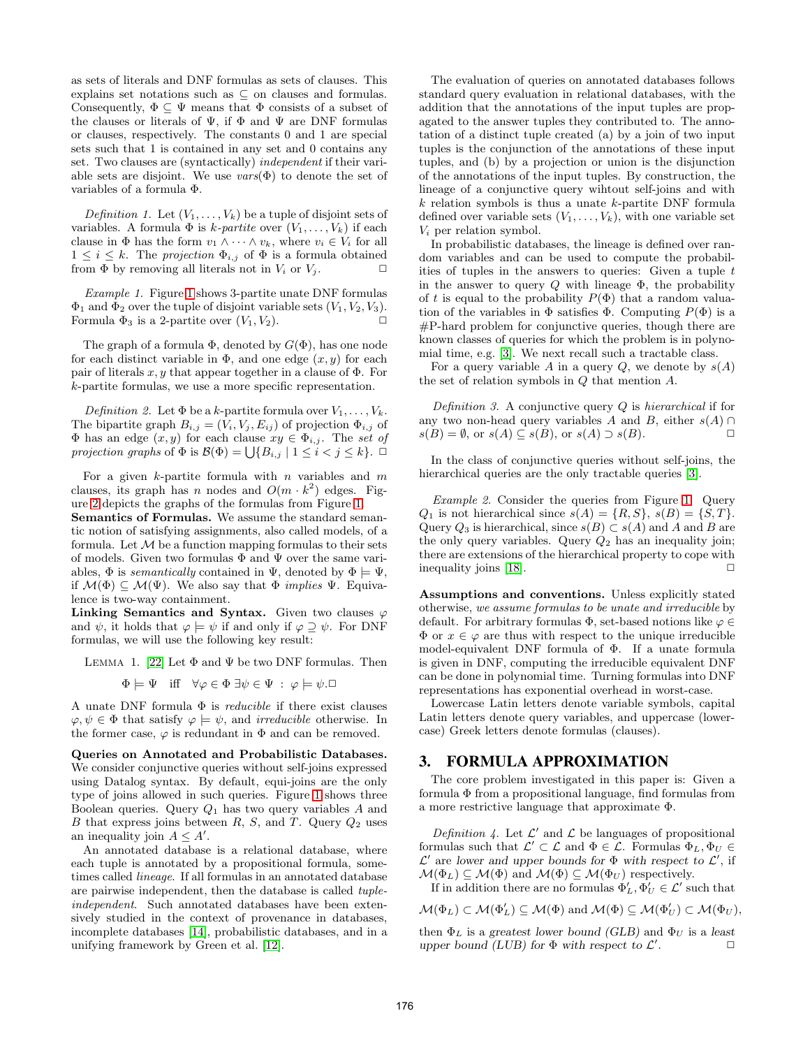as sets of literals and DNF formulas as sets of clauses. This explains set notations such as $\subseteq$ on clauses and formulas. Consequently, $\Phi \subseteq \Psi$ means that $\Phi$ consists of a subset of the clauses or literals of $\Psi$, if $\Phi$ and $\Psi$ are DNF formulas or clauses, respectively. The constants 0 and 1 are special sets such that 1 is contained in any set and 0 contains any set. Two clauses are (syntactically) *independent* if their variable sets are disjoint. We use $vars(\Phi)$ to denote the set of variables of a formula $\Phi$.

*Definition 1.* Let $(V_1, \ldots, V_k)$ be a tuple of disjoint sets of variables. A formula $\Phi$ is *k-partite* over $(V_1, \ldots, V_k)$ if each clause in $\Phi$ has the form $v_1 \wedge \cdots \wedge v_k$, where $v_i \in V_i$ for all $1 \leq i \leq k$. The *projection* $\Phi_{i,j}$ of $\Phi$ is a formula obtained from $\Phi$ by removing all literals not in $V_i$ or $V_j$. □

*Example 1.* Figure 1 shows 3-partite unate DNF formulas $\Phi_1$ and $\Phi_2$ over the tuple of disjoint variable sets $(V_1, V_2, V_3)$. Formula $\Phi_3$ is a 2-partite over $(V_1, V_2)$. □

The graph of a formula $\Phi$, denoted by $G(\Phi)$, has one node for each distinct variable in $\Phi$, and one edge $(x, y)$ for each pair of literals $x, y$ that appear together in a clause of $\Phi$. For $k$-partite formulas, we use a more specific representation.

*Definition 2.* Let $\Phi$ be a $k$-partite formula over $V_1, \ldots, V_k$. The bipartite graph $B_{i,j} = (V_i, V_j, E_{ij})$ of projection $\Phi_{i,j}$ of $\Phi$ has an edge $(x, y)$ for each clause $xy \in \Phi_{i,j}$. The *set of projection graphs* of $\Phi$ is $\mathcal{B}(\Phi) = \bigcup\{B_{i,j} \mid 1 \leq i < j \leq k\}$. □

For a given $k$-partite formula with $n$ variables and $m$ clauses, its graph has $n$ nodes and $O(m \cdot k^2)$ edges. Figure 2 depicts the graphs of the formulas from Figure 1.

**Semantics of Formulas.** We assume the standard semantic notion of satisfying assignments, also called models, of a formula. Let $\mathcal{M}$ be a function mapping formulas to their sets of models. Given two formulas $\Phi$ and $\Psi$ over the same variables, $\Phi$ is *semantically* contained in $\Psi$, denoted by $\Phi \models \Psi$, if $\mathcal{M}(\Phi) \subseteq \mathcal{M}(\Psi)$. We also say that $\Phi$ *implies* $\Psi$. Equivalence is two-way containment.

**Linking Semantics and Syntax.** Given two clauses $\varphi$ and $\psi$, it holds that $\varphi \models \psi$ if and only if $\varphi \supseteq \psi$. For DNF formulas, we will use the following key result:

LEMMA 1. [22] Let $\Phi$ and $\Psi$ be two DNF formulas. Then

$$\Phi \models \Psi \quad \text{iff} \quad \forall \varphi \in \Phi \; \exists \psi \in \Psi \; : \; \varphi \models \psi. \square$$

A unate DNF formula $\Phi$ is *reducible* if there exist clauses $\varphi, \psi \in \Phi$ that satisfy $\varphi \models \psi$, and *irreducible* otherwise. In the former case, $\varphi$ is redundant in $\Phi$ and can be removed.

**Queries on Annotated and Probabilistic Databases.** We consider conjunctive queries without self-joins expressed using Datalog syntax. By default, equi-joins are the only type of joins allowed in such queries. Figure 1 shows three Boolean queries. Query $Q_1$ has two query variables $A$ and $B$ that express joins between $R$, $S$, and $T$. Query $Q_2$ uses an inequality join $A \leq A'$.

An annotated database is a relational database, where each tuple is annotated by a propositional formula, sometimes called *lineage*. If all formulas in an annotated database are pairwise independent, then the database is called *tuple-independent*. Such annotated databases have been extensively studied in the context of provenance in databases, incomplete databases [14], probabilistic databases, and in a unifying framework by Green et al. [12].

The evaluation of queries on annotated databases follows standard query evaluation in relational databases, with the addition that the annotations of the input tuples are propagated to the answer tuples they contributed to. The annotation of a distinct tuple created (a) by a join of two input tuples is the conjunction of the annotations of these input tuples, and (b) by a projection or union is the disjunction of the annotations of the input tuples. By construction, the lineage of a conjunctive query wihtout self-joins and with $k$ relation symbols is thus a unate $k$-partite DNF formula defined over variable sets $(V_1, \ldots, V_k)$, with one variable set $V_i$ per relation symbol.

In probabilistic databases, the lineage is defined over random variables and can be used to compute the probabilities of tuples in the answers to queries: Given a tuple $t$ in the answer to query $Q$ with lineage $\Phi$, the probability of $t$ is equal to the probability $P(\Phi)$ that a random valuation of the variables in $\Phi$ satisfies $\Phi$. Computing $P(\Phi)$ is a #P-hard problem for conjunctive queries, though there are known classes of queries for which the problem is in polynomial time, e.g. [3]. We next recall such a tractable class.

For a query variable $A$ in a query $Q$, we denote by $s(A)$ the set of relation symbols in $Q$ that mention $A$.

*Definition 3.* A conjunctive query $Q$ is *hierarchical* if for any two non-head query variables $A$ and $B$, either $s(A) \cap s(B) = \emptyset$, or $s(A) \subseteq s(B)$, or $s(A) \supset s(B)$. □

In the class of conjunctive queries without self-joins, the hierarchical queries are the only tractable queries [3].

*Example 2.* Consider the queries from Figure 1. Query $Q_1$ is not hierarchical since $s(A) = \{R, S\}$, $s(B) = \{S, T\}$. Query $Q_3$ is hierarchical, since $s(B) \subset s(A)$ and $A$ and $B$ are the only query variables. Query $Q_2$ has an inequality join; there are extensions of the hierarchical property to cope with inequality joins [18]. □

**Assumptions and conventions.** Unless explicitly stated otherwise, *we assume formulas to be unate and irreducible* by default. For arbitrary formulas $\Phi$, set-based notions like $\varphi \in \Phi$ or $x \in \varphi$ are thus with respect to the unique irreducible model-equivalent DNF formula of $\Phi$. If a unate formula is given in DNF, computing the irreducible equivalent DNF can be done in polynomial time. Turning formulas into DNF representations has exponential overhead in worst-case.

Lowercase Latin letters denote variable symbols, capital Latin letters denote query variables, and uppercase (lowercase) Greek letters denote formulas (clauses).

## 3. FORMULA APPROXIMATION

The core problem investigated in this paper is: Given a formula $\Phi$ from a propositional language, find formulas from a more restrictive language that approximate $\Phi$.

*Definition 4.* Let $\mathcal{L}'$ and $\mathcal{L}$ be languages of propositional formulas such that $\mathcal{L}' \subset \mathcal{L}$ and $\Phi \in \mathcal{L}$. Formulas $\Phi_L, \Phi_U \in \mathcal{L}'$ are *lower and upper bounds for* $\Phi$ *with respect to* $\mathcal{L}'$, if $\mathcal{M}(\Phi_L) \subseteq \mathcal{M}(\Phi)$ and $\mathcal{M}(\Phi) \subseteq \mathcal{M}(\Phi_U)$ respectively.

If in addition there are no formulas $\Phi'_L, \Phi'_U \in \mathcal{L}'$ such that

$$\mathcal{M}(\Phi_L) \subset \mathcal{M}(\Phi'_L) \subseteq \mathcal{M}(\Phi) \text{ and } \mathcal{M}(\Phi) \subseteq \mathcal{M}(\Phi'_U) \subset \mathcal{M}(\Phi_U),$$

then $\Phi_L$ is a *greatest lower bound (GLB)* and $\Phi_U$ is a *least upper bound (LUB) for* $\Phi$ *with respect to* $\mathcal{L}'$. □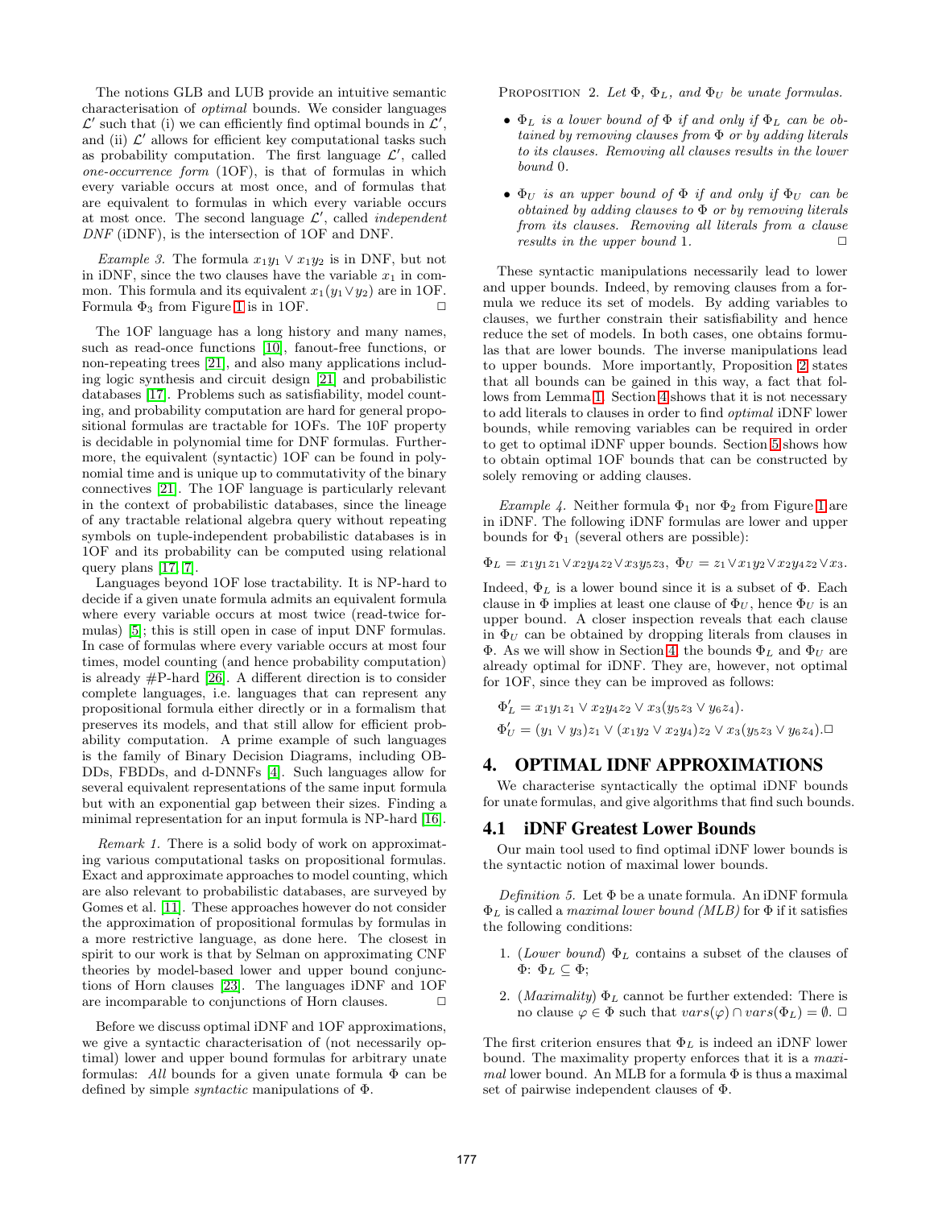The notions GLB and LUB provide an intuitive semantic characterisation of *optimal* bounds. We consider languages $\mathcal{L}'$ such that (i) we can efficiently find optimal bounds in $\mathcal{L}'$, and (ii) $\mathcal{L}'$ allows for efficient key computational tasks such as probability computation. The first language $\mathcal{L}'$, called *one-occurrence form* (1OF), is that of formulas in which every variable occurs at most once, and of formulas that are equivalent to formulas in which every variable occurs at most once. The second language $\mathcal{L}'$, called *independent DNF* (iDNF), is the intersection of 1OF and DNF.

*Example 3.* The formula $x_1y_1 \vee x_1y_2$ is in DNF, but not in iDNF, since the two clauses have the variable $x_1$ in common. This formula and its equivalent $x_1(y_1 \vee y_2)$ are in 1OF. Formula $\Phi_3$ from Figure 1 is in 1OF. □

The 1OF language has a long history and many names, such as read-once functions [10], fanout-free functions, or non-repeating trees [21], and also many applications including logic synthesis and circuit design [21] and probabilistic databases [17]. Problems such as satisfiability, model counting, and probability computation are hard for general propositional formulas are tractable for 1OFs. The 10F property is decidable in polynomial time for DNF formulas. Furthermore, the equivalent (syntactic) 1OF can be found in polynomial time and is unique up to commutativity of the binary connectives [21]. The 1OF language is particularly relevant in the context of probabilistic databases, since the lineage of any tractable relational algebra query without repeating symbols on tuple-independent probabilistic databases is in 1OF and its probability can be computed using relational query plans [17, 7].

Languages beyond 1OF lose tractability. It is NP-hard to decide if a given unate formula admits an equivalent formula where every variable occurs at most twice (read-twice formulas) [5]; this is still open in case of input DNF formulas. In case of formulas where every variable occurs at most four times, model counting (and hence probability computation) is already #P-hard [26]. A different direction is to consider complete languages, i.e. languages that can represent any propositional formula either directly or in a formalism that preserves its models, and that still allow for efficient probability computation. A prime example of such languages is the family of Binary Decision Diagrams, including OBDDs, FBDDs, and d-DNNFs [4]. Such languages allow for several equivalent representations of the same input formula but with an exponential gap between their sizes. Finding a minimal representation for an input formula is NP-hard [16].

*Remark 1.* There is a solid body of work on approximating various computational tasks on propositional formulas. Exact and approximate approaches to model counting, which are also relevant to probabilistic databases, are surveyed by Gomes et al. [11]. These approaches however do not consider the approximation of propositional formulas by formulas in a more restrictive language, as done here. The closest in spirit to our work is that by Selman on approximating CNF theories by model-based lower and upper bound conjunctions of Horn clauses [23]. The languages iDNF and 1OF are incomparable to conjunctions of Horn clauses. □

Before we discuss optimal iDNF and 1OF approximations, we give a syntactic characterisation of (not necessarily optimal) lower and upper bound formulas for arbitrary unate formulas: *All* bounds for a given unate formula $\Phi$ can be defined by simple *syntactic* manipulations of $\Phi$.

PROPOSITION 2. *Let $\Phi$, $\Phi_L$, and $\Phi_U$ be unate formulas.*

- *$\Phi_L$ is a lower bound of $\Phi$ if and only if $\Phi_L$ can be obtained by removing clauses from $\Phi$ or by adding literals to its clauses. Removing all clauses results in the lower bound 0.*
- *$\Phi_U$ is an upper bound of $\Phi$ if and only if $\Phi_U$ can be obtained by adding clauses to $\Phi$ or by removing literals from its clauses. Removing all literals from a clause results in the upper bound 1.* □

These syntactic manipulations necessarily lead to lower and upper bounds. Indeed, by removing clauses from a formula we reduce its set of models. By adding variables to clauses, we further constrain their satisfiability and hence reduce the set of models. In both cases, one obtains formulas that are lower bounds. The inverse manipulations lead to upper bounds. More importantly, Proposition 2 states that all bounds can be gained in this way, a fact that follows from Lemma 1. Section 4 shows that it is not necessary to add literals to clauses in order to find *optimal* iDNF lower bounds, while removing variables can be required in order to get to optimal iDNF upper bounds. Section 5 shows how to obtain optimal 1OF bounds that can be constructed by solely removing or adding clauses.

*Example 4.* Neither formula $\Phi_1$ nor $\Phi_2$ from Figure 1 are in iDNF. The following iDNF formulas are lower and upper bounds for $\Phi_1$ (several others are possible):

$$\Phi_L = x_1y_1z_1 \vee x_2y_4z_2 \vee x_3y_5z_3,\ \ \Phi_U = z_1 \vee x_1y_2 \vee x_2y_4z_2 \vee x_3.$$

Indeed, $\Phi_L$ is a lower bound since it is a subset of $\Phi$. Each clause in $\Phi$ implies at least one clause of $\Phi_U$, hence $\Phi_U$ is an upper bound. A closer inspection reveals that each clause in $\Phi_U$ can be obtained by dropping literals from clauses in $\Phi$. As we will show in Section 4, the bounds $\Phi_L$ and $\Phi_U$ are already optimal for iDNF. They are, however, not optimal for 1OF, since they can be improved as follows:

$$\Phi'_L = x_1y_1z_1 \vee x_2y_4z_2 \vee x_3(y_5z_3 \vee y_6z_4).$$

$$\Phi'_U = (y_1 \vee y_3)z_1 \vee (x_1y_2 \vee x_2y_4)z_2 \vee x_3(y_5z_3 \vee y_6z_4). \square$$

# 4. OPTIMAL IDNF APPROXIMATIONS

We characterise syntactically the optimal iDNF bounds for unate formulas, and give algorithms that find such bounds.

## 4.1 iDNF Greatest Lower Bounds

Our main tool used to find optimal iDNF lower bounds is the syntactic notion of maximal lower bounds.

*Definition 5.* Let $\Phi$ be a unate formula. An iDNF formula $\Phi_L$ is called a *maximal lower bound (MLB)* for $\Phi$ if it satisfies the following conditions:

1. (*Lower bound*) $\Phi_L$ contains a subset of the clauses of $\Phi$: $\Phi_L \subseteq \Phi$;
2. (*Maximality*) $\Phi_L$ cannot be further extended: There is no clause $\varphi \in \Phi$ such that $vars(\varphi) \cap vars(\Phi_L) = \emptyset$. □

The first criterion ensures that $\Phi_L$ is indeed an iDNF lower bound. The maximality property enforces that it is a *maximal* lower bound. An MLB for a formula $\Phi$ is thus a maximal set of pairwise independent clauses of $\Phi$.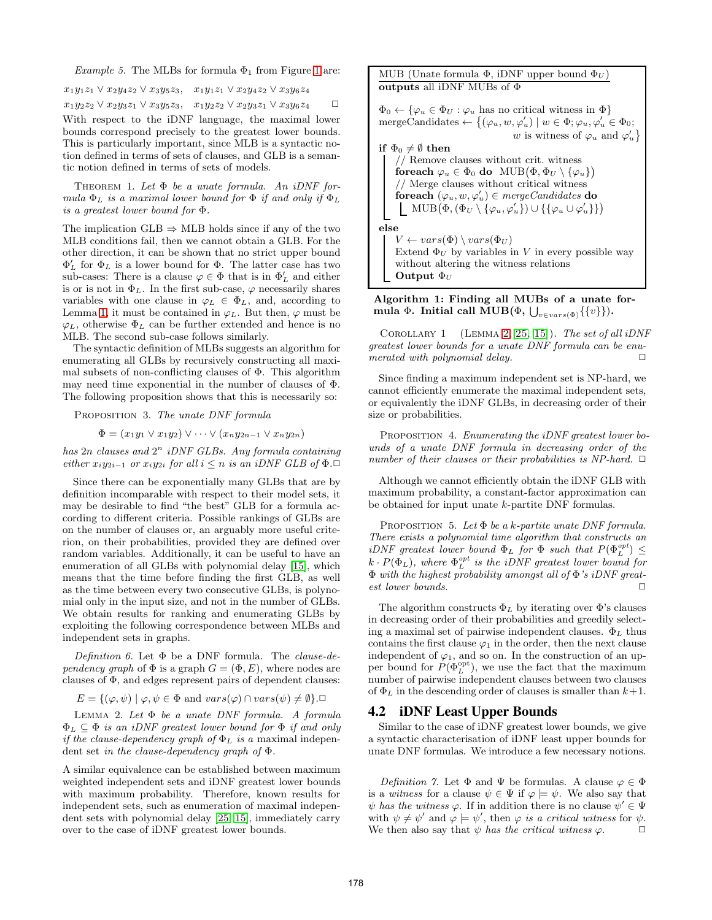*Example 5.* The MLBs for formula $\Phi_1$ from Figure 1 are:

$x_1y_1z_1 \vee x_2y_4z_4 \vee x_3y_5z_3, \quad x_1y_1z_1 \vee x_2y_4z_2 \vee x_3y_6z_4$

$x_1y_2z_2 \vee x_2y_3z_1 \vee x_3y_5z_3, \quad x_1y_2z_2 \vee x_2y_3z_1 \vee x_3y_6z_4 \qquad \Box$

With respect to the iDNF language, the maximal lower bounds correspond precisely to the greatest lower bounds. This is particularly important, since MLB is a syntactic notion defined in terms of sets of clauses, and GLB is a semantic notion defined in terms of sets of models.

Theorem 1. *Let $\Phi$ be a unate formula. An iDNF formula $\Phi_L$ is a maximal lower bound for $\Phi$ if and only if $\Phi_L$ is a greatest lower bound for $\Phi$.*

The implication GLB $\Rightarrow$ MLB holds since if any of the two MLB conditions fail, then we cannot obtain a GLB. For the other direction, it can be shown that no strict upper bound $\Phi'_L$ for $\Phi_L$ is a lower bound for $\Phi$. The latter case has two sub-cases: There is a clause $\varphi \in \Phi$ that is in $\Phi'_L$ and either is or is not in $\Phi_L$. In the first sub-case, $\varphi$ necessarily shares variables with one clause in $\varphi_L \in \Phi_L$, and, according to Lemma 1, it must be contained in $\varphi_L$. But then, $\varphi$ must be $\varphi_L$, otherwise $\Phi_L$ can be further extended and hence is no MLB. The second sub-case follows similarly.

The syntactic definition of MLBs suggests an algorithm for enumerating all GLBs by recursively constructing all maximal subsets of non-conflicting clauses of $\Phi$. This algorithm may need time exponential in the number of clauses of $\Phi$. The following proposition shows that this is necessarily so:

Proposition 3. *The unate DNF formula*

$$\Phi = (x_1y_1 \vee x_1y_2) \vee \cdots \vee (x_ny_{2n-1} \vee x_ny_{2n})$$

*has $2n$ clauses and $2^n$ iDNF GLBs. Any formula containing either $x_iy_{2i-1}$ or $x_iy_{2i}$ for all $i \le n$ is an iDNF GLB of $\Phi$.* $\Box$

Since there can be exponentially many GLBs that are by definition incomparable with respect to their model sets, it may be desirable to find "the best" GLB for a formula according to different criteria. Possible rankings of GLBs are on the number of clauses or, an arguably more useful criterion, on their probabilities, provided they are defined over random variables. Additionally, it can be useful to have an enumeration of all GLBs with polynomial delay [15], which means that the time before finding the first GLB, as well as the time between every two consecutive GLBs, is polynomial only in the input size, and not in the number of GLBs. We obtain results for ranking and enumerating GLBs by exploiting the following correspondence between MLBs and independent sets in graphs.

*Definition 6.* Let $\Phi$ be a DNF formula. The *clause-dependency graph* of $\Phi$ is a graph $G = (\Phi, E)$, where nodes are clauses of $\Phi$, and edges represent pairs of dependent clauses:

$$E = \{(\varphi, \psi) \mid \varphi, \psi \in \Phi \text{ and } vars(\varphi) \cap vars(\psi) \neq \emptyset\}. \Box$$

Lemma 2. *Let $\Phi$ be a unate DNF formula. A formula $\Phi_L \subseteq \Phi$ is an iDNF greatest lower bound for $\Phi$ if and only if the clause-dependency graph of $\Phi_L$ is a* maximal independent set *in the clause-dependency graph of $\Phi$.*

A similar equivalence can be established between maximum weighted independent sets and iDNF greatest lower bounds with maximum probability. Therefore, known results for independent sets, such as enumeration of maximal independent sets with polynomial delay [25, 15], immediately carry over to the case of iDNF greatest lower bounds.

```
MUB (Unate formula Φ, iDNF upper bound Φ_U)
outputs all iDNF MUBs of Φ

Φ_0 ← {φ_u ∈ Φ_U : φ_u has no critical witness in Φ}
mergeCandidates ← {(φ_u, w, φ'_u) | w ∈ Φ; φ_u, φ'_u ∈ Φ_0;
                                   w is witness of φ_u and φ'_u}
if Φ_0 ≠ ∅ then
    // Remove clauses without crit. witness
    foreach φ_u ∈ Φ_0 do  MUB(Φ, Φ_U \ {φ_u})
    // Merge clauses without critical witness
    foreach (φ_u, w, φ'_u) ∈ mergeCandidates do
        MUB(Φ, (Φ_U \ {φ_u, φ'_u}) ∪ {{φ_u ∪ φ'_u}})
else
    V ← vars(Φ) \ vars(Φ_U)
    Extend Φ_U by variables in V in every possible way
    without altering the witness relations
    Output Φ_U
```

**Algorithm 1: Finding all MUBs of a unate formula $\Phi$. Initial call MUB($\Phi$, $\bigcup_{v \in vars(\Phi)}\{\{v\}\}$).**

Corollary 1 (Lemma 2, [25, 15]). *The set of all iDNF greatest lower bounds for a unate DNF formula can be enumerated with polynomial delay.* $\Box$

Since finding a maximum independent set is NP-hard, we cannot efficiently enumerate the maximal independent sets, or equivalently the iDNF GLBs, in decreasing order of their size or probabilities.

Proposition 4. *Enumerating the iDNF greatest lower bounds of a unate DNF formula in decreasing order of the number of their clauses or their probabilities is NP-hard.* $\Box$

Although we cannot efficiently obtain the iDNF GLB with maximum probability, a constant-factor approximation can be obtained for input unate $k$-partite DNF formulas.

Proposition 5. *Let $\Phi$ be a $k$-partite unate DNF formula. There exists a polynomial time algorithm that constructs an iDNF greatest lower bound $\Phi_L$ for $\Phi$ such that $P(\Phi_L^{opt}) \le k \cdot P(\Phi_L)$, where $\Phi_L^{opt}$ is the iDNF greatest lower bound for $\Phi$ with the highest probability amongst all of $\Phi$'s iDNF greatest lower bounds.* $\Box$

The algorithm constructs $\Phi_L$ by iterating over $\Phi$'s clauses in decreasing order of their probabilities and greedily selecting a maximal set of pairwise independent clauses. $\Phi_L$ thus contains the first clause $\varphi_1$ in the order, then the next clause independent of $\varphi_1$, and so on. In the construction of an upper bound for $P(\Phi_L^{opt})$, we use the fact that the maximum number of pairwise independent clauses between two clauses of $\Phi_L$ in the descending order of clauses is smaller than $k+1$.

## 4.2 iDNF Least Upper Bounds

Similar to the case of iDNF greatest lower bounds, we give a syntactic characterisation of iDNF least upper bounds for unate DNF formulas. We introduce a few necessary notions.

*Definition 7.* Let $\Phi$ and $\Psi$ be formulas. A clause $\varphi \in \Phi$ is a *witness* for a clause $\psi \in \Psi$ if $\varphi \models \psi$. We also say that $\psi$ *has the witness* $\varphi$. If in addition there is no clause $\psi' \in \Psi$ with $\psi \neq \psi'$ and $\varphi \models \psi'$, then $\varphi$ *is a critical witness* for $\psi$. We then also say that $\psi$ *has the critical witness* $\varphi$. $\Box$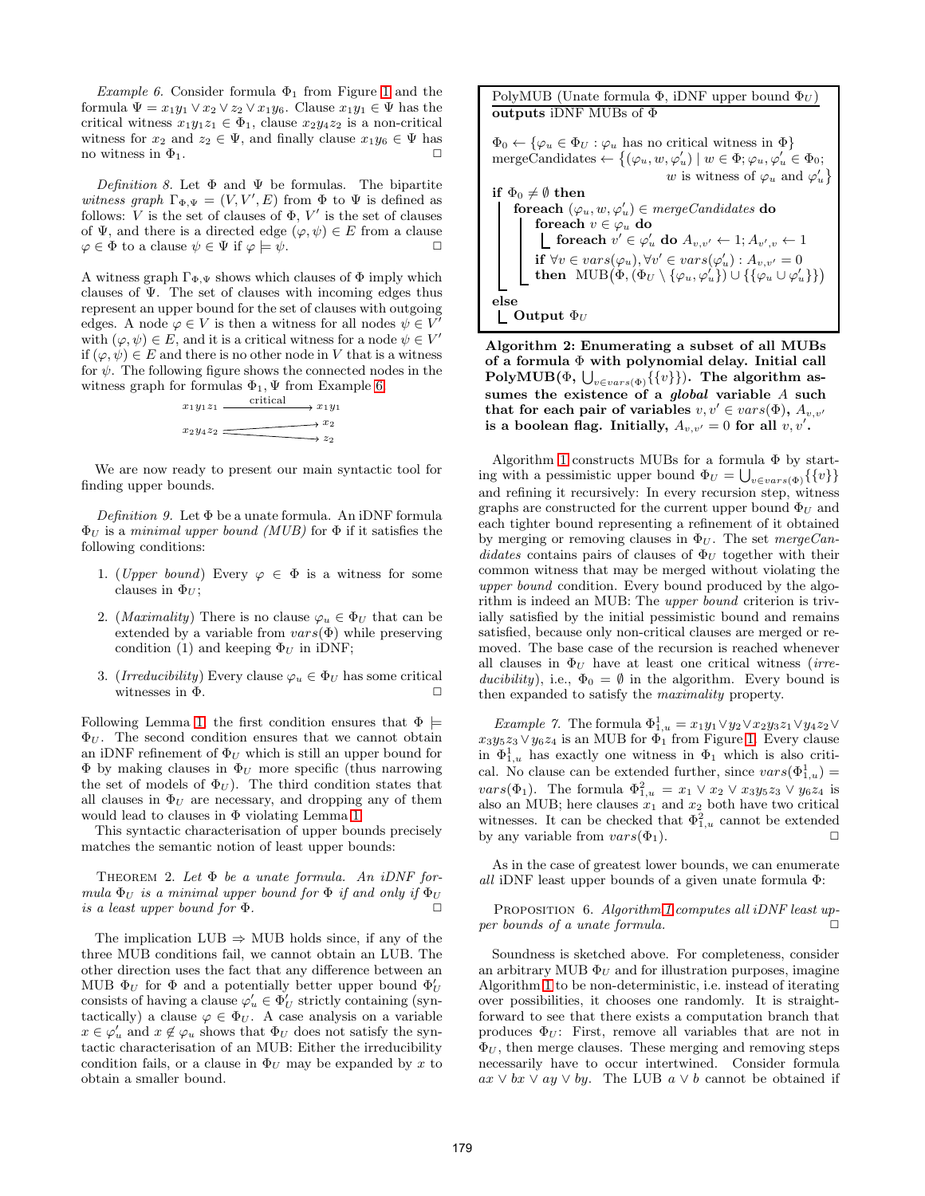*Example 6.* Consider formula $\Phi_1$ from Figure 1 and the formula $\Psi = x_1y_1 \vee x_2 \vee z_2 \vee x_1y_6$. Clause $x_1y_1 \in \Psi$ has the critical witness $x_1y_1z_1 \in \Phi_1$, clause $x_2y_4z_2$ is a non-critical witness for $x_2$ and $z_2 \in \Psi$, and finally clause $x_1y_6 \in \Psi$ has no witness in $\Phi_1$. □

*Definition 8.* Let $\Phi$ and $\Psi$ be formulas. The bipartite *witness graph* $\Gamma_{\Phi,\Psi} = (V, V', E)$ from $\Phi$ to $\Psi$ is defined as follows: $V$ is the set of clauses of $\Phi$, $V'$ is the set of clauses of $\Psi$, and there is a directed edge $(\varphi, \psi) \in E$ from a clause $\varphi \in \Phi$ to a clause $\psi \in \Psi$ if $\varphi \models \psi$. □

A witness graph $\Gamma_{\Phi,\Psi}$ shows which clauses of $\Phi$ imply which clauses of $\Psi$. The set of clauses with incoming edges thus represent an upper bound for the set of clauses with outgoing edges. A node $\varphi \in V$ is then a witness for all nodes $\psi \in V'$ with $(\varphi, \psi) \in E$, and it is a critical witness for a node $\psi \in V'$ if $(\varphi, \psi) \in E$ and there is no other node in $V$ that is a witness for $\psi$. The following figure shows the connected nodes in the witness graph for formulas $\Phi_1, \Psi$ from Example 6.

$$x_1y_1z_1 \xrightarrow{\text{critical}} x_1y_1$$
$$x_2y_4z_2 \rightarrow x_2, \quad x_2y_4z_2 \rightarrow z_2$$

We are now ready to present our main syntactic tool for finding upper bounds.

*Definition 9.* Let $\Phi$ be a unate formula. An iDNF formula $\Phi_U$ is a *minimal upper bound (MUB)* for $\Phi$ if it satisfies the following conditions:

1. (*Upper bound*) Every $\varphi \in \Phi$ is a witness for some clauses in $\Phi_U$;
2. (*Maximality*) There is no clause $\varphi_u \in \Phi_U$ that can be extended by a variable from $vars(\Phi)$ while preserving condition (1) and keeping $\Phi_U$ in iDNF;
3. (*Irreducibility*) Every clause $\varphi_u \in \Phi_U$ has some critical witnesses in $\Phi$. □

Following Lemma 1, the first condition ensures that $\Phi \models \Phi_U$. The second condition ensures that we cannot obtain an iDNF refinement of $\Phi_U$ which is still an upper bound for $\Phi$ by making clauses in $\Phi_U$ more specific (thus narrowing the set of models of $\Phi_U$). The third condition states that all clauses in $\Phi_U$ are necessary, and dropping any of them would lead to clauses in $\Phi$ violating Lemma 1.

This syntactic characterisation of upper bounds precisely matches the semantic notion of least upper bounds:

THEOREM 2. *Let $\Phi$ be a unate formula. An iDNF formula $\Phi_U$ is a minimal upper bound for $\Phi$ if and only if $\Phi_U$ is a least upper bound for $\Phi$.* □

The implication LUB ⇒ MUB holds since, if any of the three MUB conditions fail, we cannot obtain an LUB. The other direction uses the fact that any difference between an MUB $\Phi_U$ for $\Phi$ and a potentially better upper bound $\Phi'_U$ consists of having a clause $\varphi'_u \in \Phi'_U$ strictly containing (syntactically) a clause $\varphi \in \Phi_U$. A case analysis on a variable $x \in \varphi'_u$ and $x \notin \varphi_u$ shows that $\Phi_U$ does not satisfy the syntactic characterisation of an MUB: Either the irreducibility condition fails, or a clause in $\Phi_U$ may be expanded by $x$ to obtain a smaller bound.

```
PolyMUB (Unate formula Φ, iDNF upper bound Φ_U)
outputs iDNF MUBs of Φ

Φ_0 ← {φ_u ∈ Φ_U : φ_u has no critical witness in Φ}
mergeCandidates ← {(φ_u, w, φ'_u) | w ∈ Φ; φ_u, φ'_u ∈ Φ_0;
                                     w is witness of φ_u and φ'_u}
if Φ_0 ≠ ∅ then
    foreach (φ_u, w, φ'_u) ∈ mergeCandidates do
        foreach v ∈ φ_u do
            foreach v' ∈ φ'_u do A_{v,v'} ← 1; A_{v',v} ← 1
        if ∀v ∈ vars(φ_u), ∀v' ∈ vars(φ'_u) : A_{v,v'} = 0
        then MUB(Φ, (Φ_U \ {φ_u, φ'_u}) ∪ {{φ_u ∪ φ'_u}})
else
    Output Φ_U
```

**Algorithm 2: Enumerating a subset of all MUBs of a formula $\Phi$ with polynomial delay. Initial call PolyMUB($\Phi$, $\bigcup_{v \in vars(\Phi)}\{\{v\}\}$). The algorithm assumes the existence of a *global* variable $A$ such that for each pair of variables $v, v' \in vars(\Phi)$, $A_{v,v'}$ is a boolean flag. Initially, $A_{v,v'} = 0$ for all $v, v'$.**

Algorithm 1 constructs MUBs for a formula $\Phi$ by starting with a pessimistic upper bound $\Phi_U = \bigcup_{v \in vars(\Phi)}\{\{v\}\}$ and refining it recursively: In every recursion step, witness graphs are constructed for the current upper bound $\Phi_U$ and each tighter bound representing a refinement of it obtained by merging or removing clauses in $\Phi_U$. The set *mergeCandidates* contains pairs of clauses of $\Phi_U$ together with their common witness that may be merged without violating the *upper bound* condition. Every bound produced by the algorithm is indeed an MUB: The *upper bound* criterion is trivially satisfied by the initial pessimistic bound and remains satisfied, because only non-critical clauses are merged or removed. The base case of the recursion is reached whenever all clauses in $\Phi_U$ have at least one critical witness (*irreducibility*), i.e., $\Phi_0 = \emptyset$ in the algorithm. Every bound is then expanded to satisfy the *maximality* property.

*Example 7.* The formula $\Phi^1_{1,u} = x_1y_1 \vee y_2 \vee x_2y_3z_1 \vee y_4z_2 \vee x_3y_5z_3 \vee y_6z_4$ is an MUB for $\Phi_1$ from Figure 1. Every clause in $\Phi^1_{1,u}$ has exactly one witness in $\Phi_1$ which is also critical. No clause can be extended further, since $vars(\Phi^1_{1,u}) = vars(\Phi_1)$. The formula $\Phi^2_{1,u} = x_1 \vee x_2 \vee x_3y_5z_3 \vee y_6z_4$ is also an MUB; here clauses $x_1$ and $x_2$ both have two critical witnesses. It can be checked that $\Phi^2_{1,u}$ cannot be extended by any variable from $vars(\Phi_1)$. □

As in the case of greatest lower bounds, we can enumerate *all* iDNF least upper bounds of a given unate formula $\Phi$:

PROPOSITION 6. *Algorithm 1 computes all iDNF least upper bounds of a unate formula.* □

Soundness is sketched above. For completeness, consider an arbitrary MUB $\Phi_U$ and for illustration purposes, imagine Algorithm 1 to be non-deterministic, i.e. instead of iterating over possibilities, it chooses one randomly. It is straightforward to see that there exists a computation branch that produces $\Phi_U$: First, remove all variables that are not in $\Phi_U$, then merge clauses. These merging and removing steps necessarily have to occur intertwined. Consider formula $ax \vee bx \vee ay \vee by$. The LUB $a \vee b$ cannot be obtained if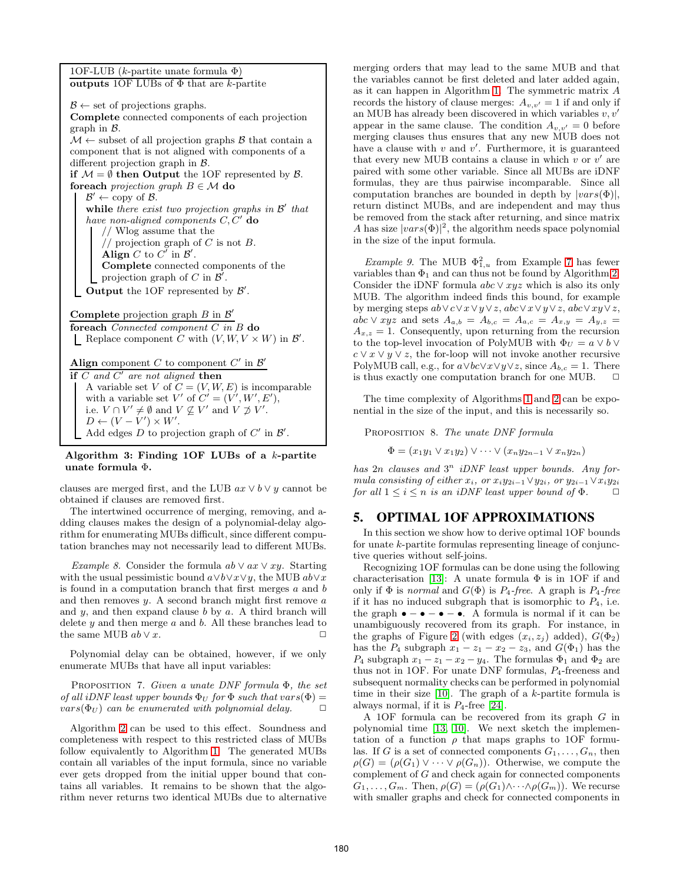```
1OF-LUB (k-partite unate formula Φ)
outputs 1OF LUBs of Φ that are k-partite

B ← set of projections graphs.
Complete connected components of each projection
graph in B.
M ← subset of all projection graphs B that contain a
component that is not aligned with components of a
different projection graph in B.
if M = ∅ then Output the 1OF represented by B.
foreach projection graph B ∈ M do
    B' ← copy of B.
    while there exist two projection graphs in B' that
    have non-aligned components C, C' do
        // Wlog assume that the
        // projection graph of C is not B.
        Align C to C' in B'.
        Complete connected components of the
        projection graph of C in B'.
    Output the 1OF represented by B'.

Complete projection graph B in B'
foreach Connected component C in B do
    Replace component C with (V, W, V × W) in B'.

Align component C to component C' in B'
if C and C' are not aligned then
    A variable set V of C = (V, W, E) is incomparable
    with a variable set V' of C' = (V', W', E'),
    i.e. V ∩ V' ≠ ∅ and V ⊈ V' and V ⊉ V'.
    D ← (V − V') × W'.
    Add edges D to projection graph of C' in B'.
```

**Algorithm 3: Finding 1OF LUBs of a $k$-partite unate formula $\Phi$.**

clauses are merged first, and the LUB $ax \vee b \vee y$ cannot be obtained if clauses are removed first.

The intertwined occurrence of merging, removing, and adding clauses makes the design of a polynomial-delay algorithm for enumerating MUBs difficult, since different computation branches may not necessarily lead to different MUBs.

*Example 8.* Consider the formula $ab \vee ax \vee xy$. Starting with the usual pessimistic bound $a \vee b \vee x \vee y$, the MUB $ab \vee x$ is found in a computation branch that first merges $a$ and $b$ and then removes $y$. A second branch might first remove $a$ and $y$, and then expand clause $b$ by $a$. A third branch will delete $y$ and then merge $a$ and $b$. All these branches lead to the same MUB $ab \vee x$. $\Box$

Polynomial delay can be obtained, however, if we only enumerate MUBs that have all input variables:

PROPOSITION 7. *Given a unate DNF formula $\Phi$, the set of all iDNF least upper bounds $\Phi_U$ for $\Phi$ such that $vars(\Phi) = vars(\Phi_U)$ can be enumerated with polynomial delay.* $\Box$

Algorithm 2 can be used to this effect. Soundness and completeness with respect to this restricted class of MUBs follow equivalently to Algorithm 1. The generated MUBs contain all variables of the input formula, since no variable ever gets dropped from the initial upper bound that contains all variables. It remains to be shown that the algorithm never returns two identical MUBs due to alternative merging orders that may lead to the same MUB and that the variables cannot be first deleted and later added again, as it can happen in Algorithm 1. The symmetric matrix $A$ records the history of clause merges: $A_{v,v'} = 1$ if and only if an MUB has already been discovered in which variables $v, v'$ appear in the same clause. The condition $A_{v,v'} = 0$ before merging clauses thus ensures that any new MUB does not have a clause with $v$ and $v'$. Furthermore, it is guaranteed that every new MUB contains a clause in which $v$ or $v'$ are paired with some other variable. Since all MUBs are iDNF formulas, they are thus pairwise incomparable. Since all computation branches are bounded in depth by $|vars(\Phi)|$, return distinct MUBs, and are independent and may thus be removed from the stack after returning, and since matrix $A$ has size $|vars(\Phi)|^2$, the algorithm needs space polynomial in the size of the input formula.

*Example 9.* The MUB $\Phi^2_{1,u}$ from Example 7 has fewer variables than $\Phi_1$ and can thus not be found by Algorithm 2. Consider the iDNF formula $abc \vee xyz$ which is also its only MUB. The algorithm indeed finds this bound, for example by merging steps $ab \vee c \vee x \vee y \vee z$, $abc \vee x \vee y \vee z$, $abc \vee xy \vee z$, $abc \vee xyz$ and sets $A_{a,b} = A_{b,c} = A_{a,c} = A_{x,y} = A_{y,z} = A_{x,z} = 1$. Consequently, upon returning from the recursion to the top-level invocation of PolyMUB with $\Phi_U = a \vee b \vee c \vee x \vee y \vee z$, the for-loop will not invoke another recursive PolyMUB call, e.g., for $a \vee bc \vee x \vee y \vee z$, since $A_{b,c} = 1$. There is thus exactly one computation branch for one MUB. $\Box$

The time complexity of Algorithms 1 and 2 can be exponential in the size of the input, and this is necessarily so.

PROPOSITION 8. *The unate DNF formula*

$$\Phi = (x_1y_1 \vee x_1y_2) \vee \cdots \vee (x_ny_{2n-1} \vee x_ny_{2n})$$

*has $2n$ clauses and $3^n$ iDNF least upper bounds. Any formula consisting of either $x_i$, or $x_iy_{2i-1} \vee y_{2i}$, or $y_{2i-1} \vee x_iy_{2i}$ for all $1 \leq i \leq n$ is an iDNF least upper bound of $\Phi$.* $\Box$

## 5. OPTIMAL 1OF APPROXIMATIONS

In this section we show how to derive optimal 1OF bounds for unate $k$-partite formulas representing lineage of conjunctive queries without self-joins.

Recognizing 1OF formulas can be done using the following characterisation [13]: A unate formula $\Phi$ is in 1OF if and only if $\Phi$ is *normal* and $G(\Phi)$ is *$P_4$-free*. A graph is *$P_4$-free* if it has no induced subgraph that is isomorphic to $P_4$, i.e. the graph $\bullet - \bullet - \bullet - \bullet$. A formula is normal if it can be unambiguously recovered from its graph. For instance, in the graphs of Figure 2 (with edges $(x_i, z_j)$ added), $G(\Phi_2)$ has the $P_4$ subgraph $x_1 - z_1 - x_2 - z_3$, and $G(\Phi_1)$ has the $P_4$ subgraph $x_1 - z_1 - x_2 - y_4$. The formulas $\Phi_1$ and $\Phi_2$ are thus not in 1OF. For unate DNF formulas, $P_4$-freeness and subsequent normality checks can be performed in polynomial time in their size [10]. The graph of a $k$-partite formula is always normal, if it is $P_4$-free [24].

A 1OF formula can be recovered from its graph $G$ in polynomial time [13, 10]. We next sketch the implementation of a function $\rho$ that maps graphs to 1OF formulas. If $G$ is a set of connected components $G_1, \ldots, G_n$, then $\rho(G) = (\rho(G_1) \vee \cdots \vee \rho(G_n))$. Otherwise, we compute the complement of $G$ and check again for connected components $G_1, \ldots, G_m$. Then, $\rho(G) = (\rho(G_1) \wedge \cdots \wedge \rho(G_m))$. We recurse with smaller graphs and check for connected components in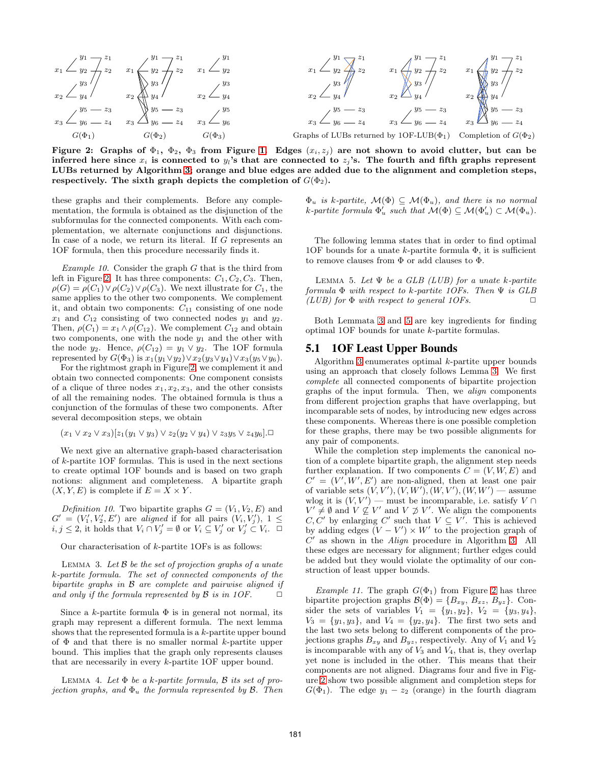**Figure 2: Graphs of $\Phi_1$, $\Phi_2$, $\Phi_3$ from Figure 1. Edges $(x_i, z_j)$ are not shown to avoid clutter, but can be inferred here since $x_i$ is connected to $y_l$'s that are connected to $z_j$'s. The fourth and fifth graphs represent LUBs returned by Algorithm 3; orange and blue edges are added due to the alignment and completion steps, respectively. The sixth graph depicts the completion of $G(\Phi_2)$.**

these graphs and their complements. Before any complementation, the formula is obtained as the disjunction of the subformulas for the connected components. With each complementation, we alternate conjunctions and disjunctions. In case of a node, we return its literal. If $G$ represents an 1OF formula, then this procedure necessarily finds it.

*Example 10.* Consider the graph $G$ that is the third from left in Figure 2. It has three components: $C_1, C_2, C_3$. Then, $\rho(G) = \rho(C_1) \vee \rho(C_2) \vee \rho(C_3)$. We next illustrate for $C_1$, the same applies to the other two components. We complement it, and obtain two components: $C_{11}$ consisting of one node $x_1$ and $C_{12}$ consisting of two connected nodes $y_1$ and $y_2$. Then, $\rho(C_1) = x_1 \wedge \rho(C_{12})$. We complement $C_{12}$ and obtain two components, one with the node $y_1$ and the other with the node $y_2$. Hence, $\rho(C_{12}) = y_1 \vee y_2$. The 1OF formula represented by $G(\Phi_3)$ is $x_1(y_1 \vee y_2) \vee x_2(y_3 \vee y_4) \vee x_3(y_5 \vee y_6)$.

For the rightmost graph in Figure 2, we complement it and obtain two connected components: One component consists of a clique of three nodes $x_1, x_2, x_3$, and the other consists of all the remaining nodes. The obtained formula is thus a conjunction of the formulas of these two components. After several decomposition steps, we obtain

$(x_1 \vee x_2 \vee x_3)[z_1(y_1 \vee y_3) \vee z_2(y_2 \vee y_4) \vee z_3y_5 \vee z_4y_6]$.□

We next give an alternative graph-based characterisation of $k$-partite 1OF formulas. This is used in the next sections to create optimal 1OF bounds and is based on two graph notions: alignment and completeness. A bipartite graph $(X, Y, E)$ is complete if $E = X \times Y$.

*Definition 10.* Two bipartite graphs $G = (V_1, V_2, E)$ and $G' = (V_1', V_2', E')$ are *aligned* if for all pairs $(V_i, V_j')$, $1 \leq i, j \leq 2$, it holds that $V_i \cap V_j' = \emptyset$ or $V_i \subseteq V_j'$ or $V_j' \subset V_i$. □

Our characterisation of $k$-partite 1OFs is as follows:

Lemma 3. *Let $\mathcal{B}$ be the set of projection graphs of a unate $k$-partite formula. The set of connected components of the bipartite graphs in $\mathcal{B}$ are complete and pairwise aligned if and only if the formula represented by $\mathcal{B}$ is in 1OF.* □

Since a $k$-partite formula $\Phi$ is in general not normal, its graph may represent a different formula. The next lemma shows that the represented formula is a $k$-partite upper bound of $\Phi$ and that there is no smaller normal $k$-partite upper bound. This implies that the graph only represents clauses that are necessarily in every $k$-partite 1OF upper bound.

Lemma 4. *Let $\Phi$ be a $k$-partite formula, $\mathcal{B}$ its set of projection graphs, and $\Phi_u$ the formula represented by $\mathcal{B}$. Then $\Phi_u$ is $k$-partite, $\mathcal{M}(\Phi) \subseteq \mathcal{M}(\Phi_u)$, and there is no normal $k$-partite formula $\Phi_u'$ such that $\mathcal{M}(\Phi) \subseteq \mathcal{M}(\Phi_u') \subset \mathcal{M}(\Phi_u)$.*

The following lemma states that in order to find optimal 1OF bounds for a unate $k$-partite formula $\Phi$, it is sufficient to remove clauses from $\Phi$ or add clauses to $\Phi$.

Lemma 5. *Let $\Psi$ be a GLB (LUB) for a unate $k$-partite formula $\Phi$ with respect to $k$-partite 1OFs. Then $\Psi$ is GLB (LUB) for $\Phi$ with respect to general 1OFs.* □

Both Lemmata 3 and 5 are key ingredients for finding optimal 1OF bounds for unate $k$-partite formulas.

## 5.1 1OF Least Upper Bounds

Algorithm 3 enumerates optimal $k$-partite upper bounds using an approach that closely follows Lemma 3. We first *complete* all connected components of bipartite projection graphs of the input formula. Then, we *align* components from different projection graphs that have overlapping, but incomparable sets of nodes, by introducing new edges across these components. Whereas there is one possible completion for these graphs, there may be two possible alignments for any pair of components.

While the completion step implements the canonical notion of a complete bipartite graph, the alignment step needs further explanation. If two components $C = (V, W, E)$ and $C' = (V', W', E')$ are non-aligned, then at least one pair of variable sets $(V, V'), (V, W'), (W, V'), (W, W')$ — assume wlog it is $(V, V')$ — must be incomparable, i.e. satisfy $V \cap V' \neq \emptyset$ and $V \not\subseteq V'$ and $V \not\supset V'$. We align the components $C, C'$ by enlarging $C'$ such that $V \subseteq V'$. This is achieved by adding edges $(V - V') \times W'$ to the projection graph of $C'$ as shown in the *Align* procedure in Algorithm 3. All these edges are necessary for alignment; further edges could be added but they would violate the optimality of our construction of least upper bounds.

*Example 11.* The graph $G(\Phi_1)$ from Figure 2 has three bipartite projection graphs $\mathcal{B}(\Phi) = \{B_{xy}, B_{xz}, B_{yz}\}$. Consider the sets of variables $V_1 = \{y_1, y_2\}$, $V_2 = \{y_3, y_4\}$, $V_3 = \{y_1, y_3\}$, and $V_4 = \{y_2, y_4\}$. The first two sets and the last two sets belong to different components of the projections graphs $B_{xy}$ and $B_{yz}$, respectively. Any of $V_1$ and $V_2$ is incomparable with any of $V_3$ and $V_4$, that is, they overlap yet none is included in the other. This means that their components are not aligned. Diagrams four and five in Figure 2 show two possible alignment and completion steps for $G(\Phi_1)$. The edge $y_1 - z_2$ (orange) in the fourth diagram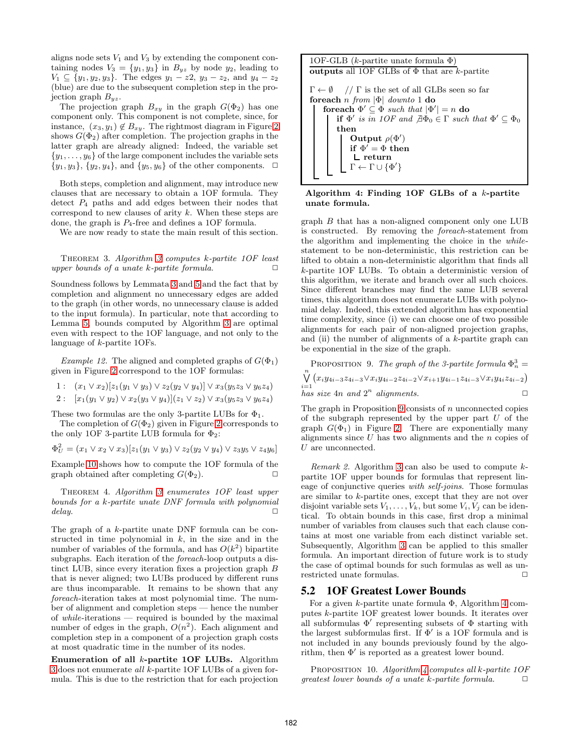aligns node sets $V_1$ and $V_3$ by extending the component containing nodes $V_3 = \{y_1, y_3\}$ in $B_{yz}$ by node $y_2$, leading to $V_1 \subseteq \{y_1, y_2, y_3\}$. The edges $y_1 - z2$, $y_3 - z_2$, and $y_4 - z_2$ (blue) are due to the subsequent completion step in the projection graph $B_{yz}$.

The projection graph $B_{xy}$ in the graph $G(\Phi_2)$ has one component only. This component is not complete, since, for instance, $(x_3, y_1) \notin B_{xy}$. The rightmost diagram in Figure 2 shows $G(\Phi_2)$ after completion. The projection graphs in the latter graph are already aligned: Indeed, the variable set $\{y_1, \ldots, y_6\}$ of the large component includes the variable sets $\{y_1, y_3\}$, $\{y_2, y_4\}$, and $\{y_5, y_6\}$ of the other components. □

Both steps, completion and alignment, may introduce new clauses that are necessary to obtain a 1OF formula. They detect $P_4$ paths and add edges between their nodes that correspond to new clauses of arity $k$. When these steps are done, the graph is $P_4$-free and defines a 1OF formula.

We are now ready to state the main result of this section.

THEOREM 3. *Algorithm 3 computes k-partite 1OF least upper bounds of a unate k-partite formula.* □

Soundness follows by Lemmata 3 and 5 and the fact that by completion and alignment no unnecessary edges are added to the graph (in other words, no unnecessary clause is added to the input formula). In particular, note that according to Lemma 5, bounds computed by Algorithm 3 are optimal even with respect to the 1OF language, and not only to the language of $k$-partite 1OFs.

*Example 12.* The aligned and completed graphs of $G(\Phi_1)$ given in Figure 2 correspond to the 1OF formulas:

1 : $(x_1 \vee x_2)[z_1(y_1 \vee y_3) \vee z_2(y_2 \vee y_4)] \vee x_3(y_5 z_3 \vee y_6 z_4)$

2 : $[x_1(y_1 \vee y_2) \vee x_2(y_3 \vee y_4)](z_1 \vee z_2) \vee x_3(y_5 z_3 \vee y_6 z_4)$

These two formulas are the only 3-partite LUBs for $\Phi_1$.

The completion of $G(\Phi_2)$ given in Figure 2 corresponds to the only 1OF 3-partite LUB formula for $\Phi_2$:

$$\Phi_U^2 = (x_1 \vee x_2 \vee x_3)[z_1(y_1 \vee y_3) \vee z_2(y_2 \vee y_4) \vee z_3 y_5 \vee z_4 y_6]$$

Example 10 shows how to compute the 1OF formula of the graph obtained after completing $G(\Phi_2)$. □

THEOREM 4. *Algorithm 3 enumerates 1OF least upper bounds for a k-partite unate DNF formula with polynomial delay.* □

The graph of a $k$-partite unate DNF formula can be constructed in time polynomial in $k$, in the size and in the number of variables of the formula, and has $O(k^2)$ bipartite subgraphs. Each iteration of the *foreach*-loop outputs a distinct LUB, since every iteration fixes a projection graph $B$ that is never aligned; two LUBs produced by different runs are thus incomparable. It remains to be shown that any *foreach*-iteration takes at most polynomial time. The number of alignment and completion steps — hence the number of *while*-iterations — required is bounded by the maximal number of edges in the graph, $O(n^2)$. Each alignment and completion step in a component of a projection graph costs at most quadratic time in the number of its nodes.

**Enumeration of all $k$-partite 1OF LUBs.** Algorithm 3 does not enumerate *all* $k$-partite 1OF LUBs of a given formula. This is due to the restriction that for each projection graph $B$ that has a non-aligned component only one LUB is constructed. By removing the *foreach*-statement from the algorithm and implementing the choice in the *while*-statement to be non-deterministic, this restriction can be lifted to obtain a non-deterministic algorithm that finds all $k$-partite 1OF LUBs. To obtain a deterministic version of this algorithm, we iterate and branch over all such choices. Since different branches may find the same LUB several times, this algorithm does not enumerate LUBs with polynomial delay. Indeed, this extended algorithm has exponential time complexity, since (i) we can choose one of two possible alignments for each pair of non-aligned projection graphs, and (ii) the number of alignments of a $k$-partite graph can be exponential in the size of the graph.

PROPOSITION 9. *The graph of the 3-partite formula* $\Phi_n^3 = \bigvee_{i=1}^{n} (x_i y_{4i-3} z_{4i-3} \vee x_i y_{4i-2} z_{4i-2} \vee x_{i+1} y_{4i-1} z_{4i-3} \vee x_i y_{4i} z_{4i-2})$ *has size* $4n$ *and* $2^n$ *alignments.* □

The graph in Proposition 9 consists of $n$ unconnected copies of the subgraph represented by the upper part $U$ of the graph $G(\Phi_1)$ in Figure 2. There are exponentially many alignments since $U$ has two alignments and the $n$ copies of $U$ are unconnected.

*Remark 2.* Algorithm 3 can also be used to compute $k$-partite 1OF upper bounds for formulas that represent lineage of conjunctive queries *with self-joins*. Those formulas are similar to $k$-partite ones, except that they are not over disjoint variable sets $V_1, \ldots, V_k$, but some $V_i, V_j$ can be identical. To obtain bounds in this case, first drop a minimal number of variables from clauses such that each clause contains at most one variable from each distinct variable set. Subsequently, Algorithm 3 can be applied to this smaller formula. An important direction of future work is to study the case of optimal bounds for such formulas as well as unrestricted unate formulas. □

```
1OF-GLB (k-partite unate formula Φ)
outputs all 1OF GLBs of Φ that are k-partite

Γ ← ∅    // Γ is the set of all GLBs seen so far
foreach n from |Φ| downto 1 do
    foreach Φ' ⊆ Φ such that |Φ'| = n do
        if Φ' is in 1OF and ∄Φ0 ∈ Γ such that Φ' ⊆ Φ0
        then
            Output ρ(Φ')
            if Φ' = Φ then
                return
            Γ ← Γ ∪ {Φ'}
```

**Algorithm 4: Finding 1OF GLBs of a $k$-partite unate formula.**

## 5.2 1OF Greatest Lower Bounds

For a given $k$-partite unate formula $\Phi$, Algorithm 4 computes $k$-partite 1OF greatest lower bounds. It iterates over all subformulas $\Phi'$ representing subsets of $\Phi$ starting with the largest subformulas first. If $\Phi'$ is a 1OF formula and is not included in any bounds previously found by the algorithm, then $\Phi'$ is reported as a greatest lower bound.

PROPOSITION 10. *Algorithm 4 computes all k-partite 1OF greatest lower bounds of a unate k-partite formula.* □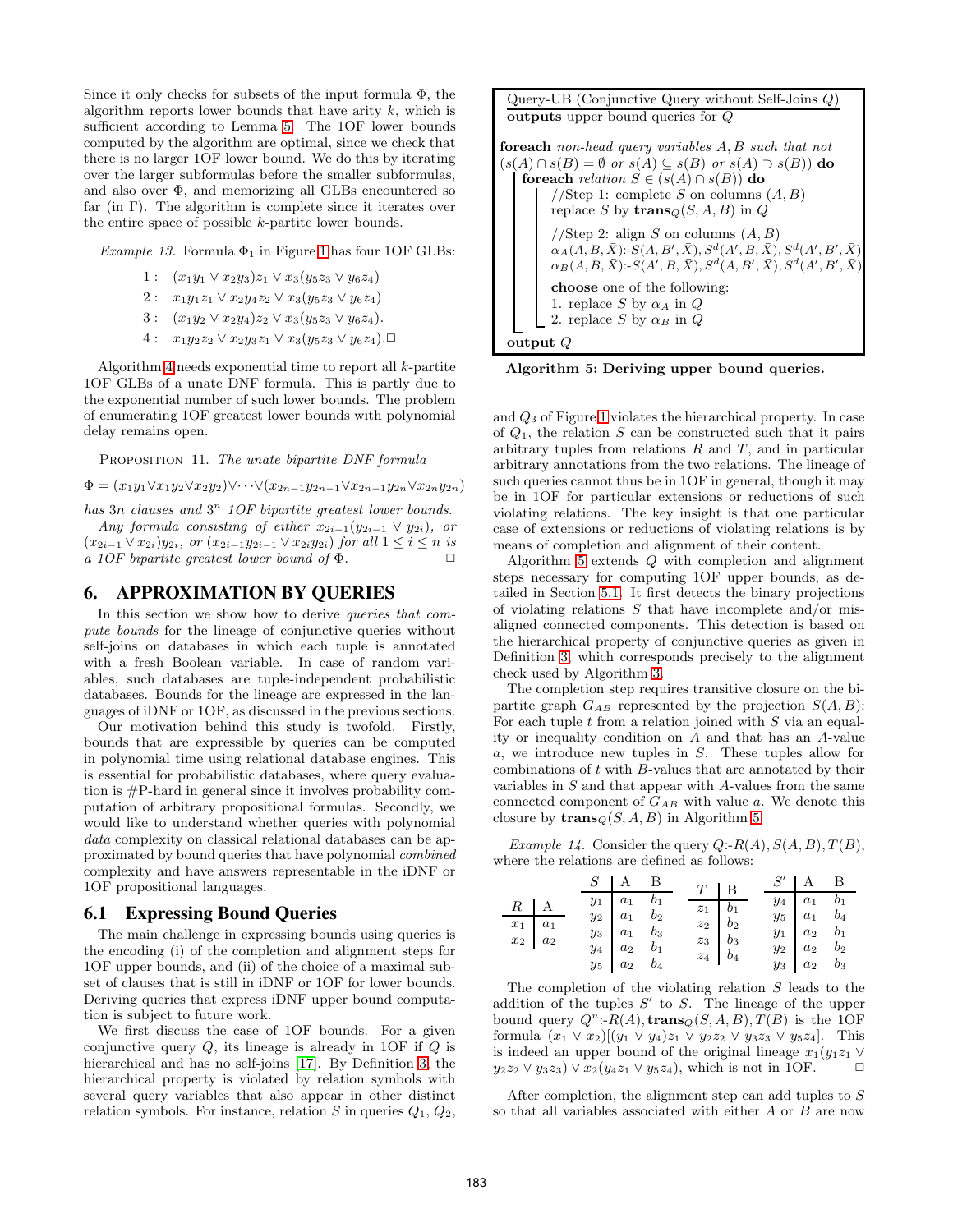Since it only checks for subsets of the input formula $\Phi$, the algorithm reports lower bounds that have arity $k$, which is sufficient according to Lemma 5. The 1OF lower bounds computed by the algorithm are optimal, since we check that there is no larger 1OF lower bound. We do this by iterating over the larger subformulas before the smaller subformulas, and also over $\Phi$, and memorizing all GLBs encountered so far (in $\Gamma$). The algorithm is complete since it iterates over the entire space of possible $k$-partite lower bounds.

*Example 13.* Formula $\Phi_1$ in Figure 1 has four 1OF GLBs:

$$1: \quad (x_1y_1 \vee x_2y_3)z_1 \vee x_3(y_5z_3 \vee y_6z_4)$$
$$2: \quad x_1y_1z_1 \vee x_2y_4z_2 \vee x_3(y_5z_3 \vee y_6z_4)$$
$$3: \quad (x_1y_2 \vee x_2y_4)z_2 \vee x_3(y_5z_3 \vee y_6z_4).$$
$$4: \quad x_1y_2z_2 \vee x_2y_3z_1 \vee x_3(y_5z_3 \vee y_6z_4). \square$$

Algorithm 4 needs exponential time to report all $k$-partite 1OF GLBs of a unate DNF formula. This is partly due to the exponential number of such lower bounds. The problem of enumerating 1OF greatest lower bounds with polynomial delay remains open.

PROPOSITION 11. *The unate bipartite DNF formula*

$$\Phi = (x_1y_1 \vee x_1y_2 \vee x_2y_2) \vee \cdots \vee (x_{2n-1}y_{2n-1} \vee x_{2n-1}y_{2n} \vee x_{2n}y_{2n})$$

*has $3n$ clauses and $3^n$ 1OF bipartite greatest lower bounds.*

*Any formula consisting of either $x_{2i-1}(y_{2i-1} \vee y_{2i})$, or $(x_{2i-1} \vee x_{2i})y_{2i}$, or $(x_{2i-1}y_{2i-1} \vee x_{2i}y_{2i})$ for all $1 \leq i \leq n$ is a 1OF bipartite greatest lower bound of $\Phi$.* $\square$

# 6. APPROXIMATION BY QUERIES

In this section we show how to derive *queries that compute bounds* for the lineage of conjunctive queries without self-joins on databases in which each tuple is annotated with a fresh Boolean variable. In case of random variables, such databases are tuple-independent probabilistic databases. Bounds for the lineage are expressed in the languages of iDNF or 1OF, as discussed in the previous sections.

Our motivation behind this study is twofold. Firstly, bounds that are expressible by queries can be computed in polynomial time using relational database engines. This is essential for probabilistic databases, where query evaluation is #P-hard in general since it involves probability computation of arbitrary propositional formulas. Secondly, we would like to understand whether queries with polynomial *data* complexity on classical relational databases can be approximated by bound queries that have polynomial *combined* complexity and have answers representable in the iDNF or 1OF propositional languages.

## 6.1 Expressing Bound Queries

The main challenge in expressing bounds using queries is the encoding (i) of the completion and alignment steps for 1OF upper bounds, and (ii) of the choice of a maximal subset of clauses that is still in iDNF or 1OF for lower bounds. Deriving queries that express iDNF upper bound computation is subject to future work.

We first discuss the case of 1OF bounds. For a given conjunctive query $Q$, its lineage is already in 1OF if $Q$ is hierarchical and has no self-joins [17]. By Definition 3, the hierarchical property is violated by relation symbols with several query variables that also appear in other distinct relation symbols. For instance, relation $S$ in queries $Q_1$, $Q_2$,

```
Query-UB (Conjunctive Query without Self-Joins Q)
outputs upper bound queries for Q

foreach non-head query variables A, B such that not
(s(A) ∩ s(B) = ∅ or s(A) ⊆ s(B) or s(A) ⊃ s(B)) do
  foreach relation S ∈ (s(A) ∩ s(B)) do
    //Step 1: complete S on columns (A, B)
    replace S by trans_Q(S, A, B) in Q

    //Step 2: align S on columns (A, B)
    α_A(A, B, X̄):-S(A, B', X̄), S^d(A', B, X̄), S^d(A', B', X̄)
    α_B(A, B, X̄):-S(A', B, X̄), S^d(A, B', X̄), S^d(A', B', X̄)

    choose one of the following:
    1. replace S by α_A in Q
    2. replace S by α_B in Q
output Q
```

**Algorithm 5: Deriving upper bound queries.**

and $Q_3$ of Figure 1 violates the hierarchical property. In case of $Q_1$, the relation $S$ can be constructed such that it pairs arbitrary tuples from relations $R$ and $T$, and in particular arbitrary annotations from the two relations. The lineage of such queries cannot thus be in 1OF in general, though it may be in 1OF for particular extensions or reductions of such violating relations. The key insight is that one particular case of extensions or reductions of violating relations is by means of completion and alignment of their content.

Algorithm 5 extends $Q$ with completion and alignment steps necessary for computing 1OF upper bounds, as detailed in Section 5.1. It first detects the binary projections of violating relations $S$ that have incomplete and/or misaligned connected components. This detection is based on the hierarchical property of conjunctive queries as given in Definition 3, which corresponds precisely to the alignment check used by Algorithm 3.

The completion step requires transitive closure on the bipartite graph $G_{AB}$ represented by the projection $S(A, B)$: For each tuple $t$ from a relation joined with $S$ via an equality or inequality condition on $A$ and that has an $A$-value $a$, we introduce new tuples in $S$. These tuples allow for combinations of $t$ with $B$-values that are annotated by their variables in $S$ and that appear with $A$-values from the same connected component of $G_{AB}$ with value $a$. We denote this closure by $\mathbf{trans}_Q(S, A, B)$ in Algorithm 5.

*Example 14.* Consider the query $Q$:-$R(A), S(A, B), T(B)$, where the relations are defined as follows:

| $R$ | A |
|---|---|
| $x_1$ | $a_1$ |
| $x_2$ | $a_2$ |

| $S$ | A | B |
|---|---|---|
| $y_1$ | $a_1$ | $b_1$ |
| $y_2$ | $a_1$ | $b_2$ |
| $y_3$ | $a_1$ | $b_3$ |
| $y_4$ | $a_2$ | $b_1$ |
| $y_5$ | $a_2$ | $b_4$ |

| $T$ | B |
|---|---|
| $z_1$ | $b_1$ |
| $z_2$ | $b_2$ |
| $z_3$ | $b_3$ |
| $z_4$ | $b_4$ |

| $S'$ | A | B |
|---|---|---|
| $y_4$ | $a_1$ | $b_1$ |
| $y_5$ | $a_1$ | $b_4$ |
| $y_1$ | $a_2$ | $b_1$ |
| $y_2$ | $a_2$ | $b_2$ |
| $y_3$ | $a_2$ | $b_3$ |

The completion of the violating relation $S$ leads to the addition of the tuples $S'$ to $S$. The lineage of the upper bound query $Q^u$:-$R(A), \mathbf{trans}_Q(S, A, B), T(B)$ is the 1OF formula $(x_1 \vee x_2)[(y_1 \vee y_4)z_1 \vee y_2z_2 \vee y_3z_3 \vee y_5z_4]$. This is indeed an upper bound of the original lineage $x_1(y_1z_1 \vee y_2z_2 \vee y_3z_3) \vee x_2(y_4z_1 \vee y_5z_4)$, which is not in 1OF. $\square$

After completion, the alignment step can add tuples to $S$ so that all variables associated with either $A$ or $B$ are now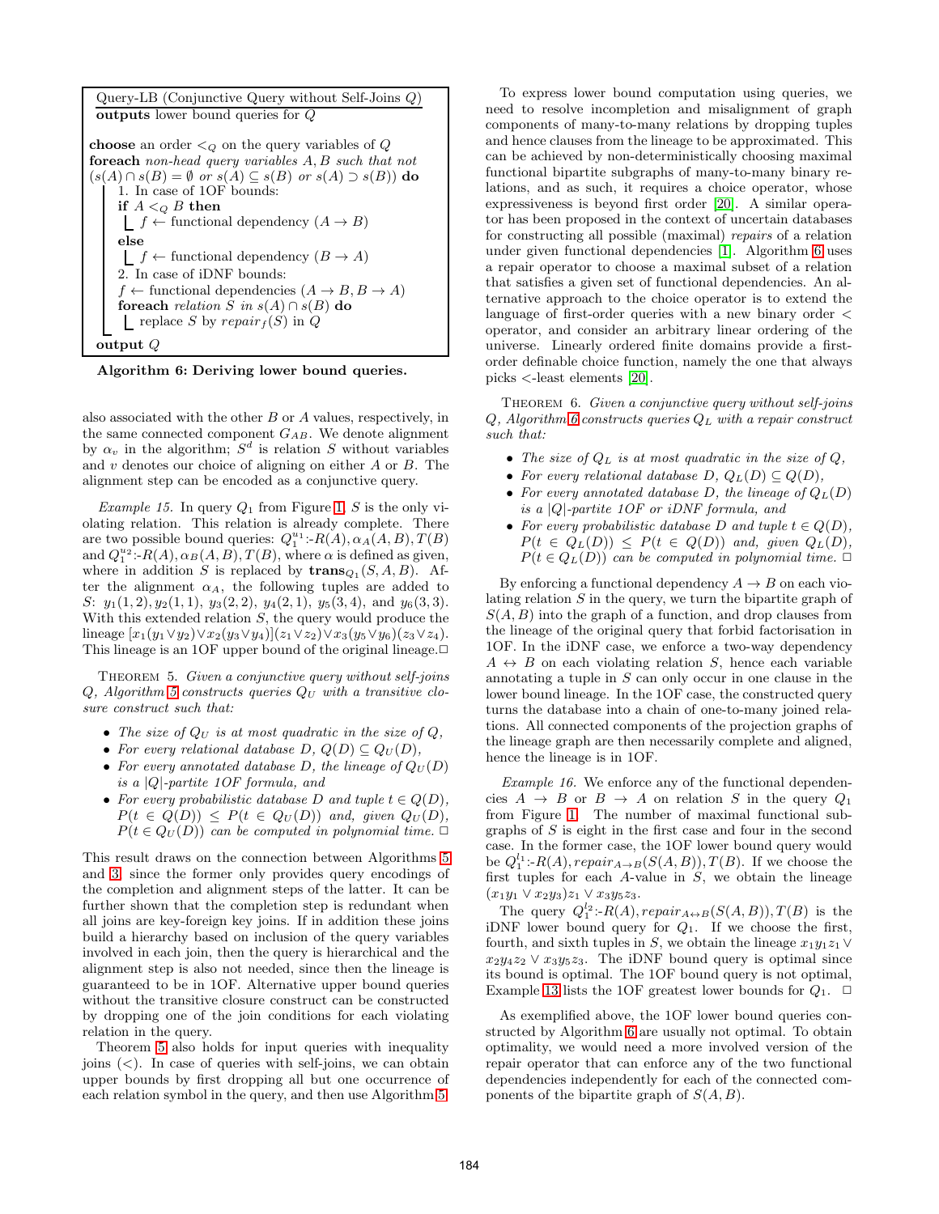```
Query-LB (Conjunctive Query without Self-Joins Q)
outputs lower bound queries for Q

choose an order <_Q on the query variables of Q
foreach non-head query variables A, B such that not
(s(A) ∩ s(B) = ∅ or s(A) ⊆ s(B) or s(A) ⊃ s(B)) do
    1. In case of 1OF bounds:
    if A <_Q B then
        f ← functional dependency (A → B)
    else
        f ← functional dependency (B → A)
    2. In case of iDNF bounds:
    f ← functional dependencies (A → B, B → A)
    foreach relation S in s(A) ∩ s(B) do
        replace S by repair_f(S) in Q
output Q
```

**Algorithm 6: Deriving lower bound queries.**

also associated with the other $B$ or $A$ values, respectively, in the same connected component $G_{AB}$. We denote alignment by $\alpha_v$ in the algorithm; $S^d$ is relation $S$ without variables and $v$ denotes our choice of aligning on either $A$ or $B$. The alignment step can be encoded as a conjunctive query.

*Example 15.* In query $Q_1$ from Figure 1, $S$ is the only violating relation. This relation is already complete. There are two possible bound queries: $Q_1^{u_1}$:-$R(A), \alpha_A(A,B), T(B)$ and $Q_1^{u_2}$:-$R(A), \alpha_B(A,B), T(B)$, where $\alpha$ is defined as given, where in addition $S$ is replaced by $\mathbf{trans}_{Q_1}(S, A, B)$. After the alignment $\alpha_A$, the following tuples are added to $S$: $y_1(1,2)$, $y_2(1,1)$, $y_3(2,2)$, $y_4(2,1)$, $y_5(3,4)$, and $y_6(3,3)$. With this extended relation $S$, the query would produce the lineage $[x_1(y_1 \vee y_2) \vee x_2(y_3 \vee y_4)](z_1 \vee z_2) \vee x_3(y_5 \vee y_6)(z_3 \vee z_4)$. This lineage is an 1OF upper bound of the original lineage.□

THEOREM 5. *Given a conjunctive query without self-joins $Q$, Algorithm 5 constructs queries $Q_U$ with a transitive closure construct such that:*

- *The size of $Q_U$ is at most quadratic in the size of $Q$,*
- *For every relational database $D$, $Q(D) \subseteq Q_U(D)$,*
- *For every annotated database $D$, the lineage of $Q_U(D)$ is a $|Q|$-partite 1OF formula, and*
- *For every probabilistic database $D$ and tuple $t \in Q(D)$, $P(t \in Q(D)) \leq P(t \in Q_U(D))$ and, given $Q_U(D)$, $P(t \in Q_U(D))$ can be computed in polynomial time.* □

This result draws on the connection between Algorithms 5 and 3, since the former only provides query encodings of the completion and alignment steps of the latter. It can be further shown that the completion step is redundant when all joins are key-foreign key joins. If in addition these joins build a hierarchy based on inclusion of the query variables involved in each join, then the query is hierarchical and the alignment step is also not needed, since then the lineage is guaranteed to be in 1OF. Alternative upper bound queries without the transitive closure construct can be constructed by dropping one of the join conditions for each violating relation in the query.

Theorem 5 also holds for input queries with inequality joins ($<$). In case of queries with self-joins, we can obtain upper bounds by first dropping all but one occurrence of each relation symbol in the query, and then use Algorithm 5.

To express lower bound computation using queries, we need to resolve incompletion and misalignment of graph components of many-to-many relations by dropping tuples and hence clauses from the lineage to be approximated. This can be achieved by non-deterministically choosing maximal functional bipartite subgraphs of many-to-many binary relations, and as such, it requires a choice operator, whose expressiveness is beyond first order [20]. A similar operator has been proposed in the context of uncertain databases for constructing all possible (maximal) *repairs* of a relation under given functional dependencies [1]. Algorithm 6 uses a repair operator to choose a maximal subset of a relation that satisfies a given set of functional dependencies. An alternative approach to the choice operator is to extend the language of first-order queries with a new binary order $<$ operator, and consider an arbitrary linear ordering of the universe. Linearly ordered finite domains provide a first-order definable choice function, namely the one that always picks $<$-least elements [20].

THEOREM 6. *Given a conjunctive query without self-joins $Q$, Algorithm 6 constructs queries $Q_L$ with a repair construct such that:*

- *The size of $Q_L$ is at most quadratic in the size of $Q$,*
- *For every relational database $D$, $Q_L(D) \subseteq Q(D)$,*
- *For every annotated database $D$, the lineage of $Q_L(D)$ is a $|Q|$-partite 1OF or iDNF formula, and*
- *For every probabilistic database $D$ and tuple $t \in Q(D)$, $P(t \in Q_L(D)) \leq P(t \in Q(D))$ and, given $Q_L(D)$, $P(t \in Q_L(D))$ can be computed in polynomial time.* □

By enforcing a functional dependency $A \to B$ on each violating relation $S$ in the query, we turn the bipartite graph of $S(A,B)$ into the graph of a function, and drop clauses from the lineage of the original query that forbid factorisation in 1OF. In the iDNF case, we enforce a two-way dependency $A \leftrightarrow B$ on each violating relation $S$, hence each variable annotating a tuple in $S$ can only occur in one clause in the lower bound lineage. In the 1OF case, the constructed query turns the database into a chain of one-to-many joined relations. All connected components of the projection graphs of the lineage graph are then necessarily complete and aligned, hence the lineage is in 1OF.

*Example 16.* We enforce any of the functional dependencies $A \to B$ or $B \to A$ on relation $S$ in the query $Q_1$ from Figure 1. The number of maximal functional subgraphs of $S$ is eight in the first case and four in the second case. In the former case, the 1OF lower bound query would be $Q_1^{l_1}$:-$R(A), repair_{A \to B}(S(A,B)), T(B)$. If we choose the first tuples for each $A$-value in $S$, we obtain the lineage $(x_1y_1 \vee x_2y_3)z_1 \vee x_3y_5z_3$.

The query $Q_1^{l_2}$:-$R(A), repair_{A \leftrightarrow B}(S(A,B)), T(B)$ is the iDNF lower bound query for $Q_1$. If we choose the first, fourth, and sixth tuples in $S$, we obtain the lineage $x_1y_1z_1 \vee x_2y_4z_2 \vee x_3y_5z_3$. The iDNF bound query is optimal since its bound is optimal. The 1OF bound query is not optimal, Example 13 lists the 1OF greatest lower bounds for $Q_1$. □

As exemplified above, the 1OF lower bound queries constructed by Algorithm 6 are usually not optimal. To obtain optimality, we would need a more involved version of the repair operator that can enforce any of the two functional dependencies independently for each of the connected components of the bipartite graph of $S(A,B)$.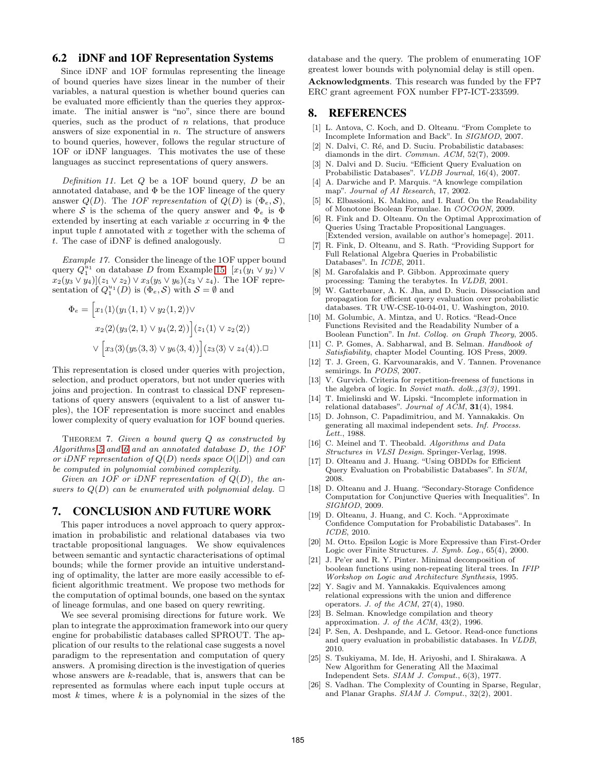## 6.2 iDNF and 1OF Representation Systems

Since iDNF and 1OF formulas representing the lineage of bound queries have sizes linear in the number of their variables, a natural question is whether bound queries can be evaluated more efficiently than the queries they approximate. The initial answer is "no", since there are bound queries, such as the product of $n$ relations, that produce answers of size exponential in $n$. The structure of answers to bound queries, however, follows the regular structure of 1OF or iDNF languages. This motivates the use of these languages as succinct representations of query answers.

*Definition 11.* Let $Q$ be a 1OF bound query, $D$ be an annotated database, and $\Phi$ be the 1OF lineage of the query answer $Q(D)$. The *1OF representation* of $Q(D)$ is $(\Phi_e, \mathcal{S})$, where $\mathcal{S}$ is the schema of the query answer and $\Phi_e$ is $\Phi$ extended by inserting at each variable $x$ occurring in $\Phi$ the input tuple $t$ annotated with $x$ together with the schema of $t$. The case of iDNF is defined analogously. □

*Example 17.* Consider the lineage of the 1OF upper bound query $Q_1^{u_1}$ on database $D$ from Example 15: $[x_1(y_1 \lor y_2) \lor x_2(y_3 \lor y_4)](z_1 \lor z_2) \lor x_3(y_5 \lor y_6)(z_3 \lor z_4)$. The 1OF representation of $Q_1^{u_1}(D)$ is $(\Phi_e, \mathcal{S})$ with $\mathcal{S} = \emptyset$ and

$$\begin{aligned}\Phi_e = \Big[&x_1\langle 1\rangle(y_1\langle 1,1\rangle \lor y_2\langle 1,2\rangle)\lor \\ &x_2\langle 2\rangle(y_3\langle 2,1\rangle \lor y_4\langle 2,2\rangle)\Big](z_1\langle 1\rangle \lor z_2\langle 2\rangle) \\ \lor \Big[&x_3\langle 3\rangle(y_5\langle 3,3\rangle \lor y_6\langle 3,4\rangle)\Big](z_3\langle 3\rangle \lor z_4\langle 4\rangle).\end{aligned}$$ □

This representation is closed under queries with projection, selection, and product operators, but not under queries with joins and projection. In contrast to classical DNF representations of query answers (equivalent to a list of answer tuples), the 1OF representation is more succinct and enables lower complexity of query evaluation for 1OF bound queries.

Theorem 7. *Given a bound query $Q$ as constructed by Algorithms 5 and 6 and an annotated database $D$, the 1OF or iDNF representation of $Q(D)$ needs space $O(|D|)$ and can be computed in polynomial combined complexity.*

*Given an 1OF or iDNF representation of $Q(D)$, the answers to $Q(D)$ can be enumerated with polynomial delay.* □

# 7. CONCLUSION AND FUTURE WORK

This paper introduces a novel approach to query approximation in probabilistic and relational databases via two tractable propositional languages. We show equivalences between semantic and syntactic characterisations of optimal bounds; while the former provide an intuitive understanding of optimality, the latter are more easily accessible to efficient algorithmic treatment. We propose two methods for the computation of optimal bounds, one based on the syntax of lineage formulas, and one based on query rewriting.

We see several promising directions for future work. We plan to integrate the approximation framework into our query engine for probabilistic databases called SPROUT. The application of our results to the relational case suggests a novel paradigm to the representation and computation of query answers. A promising direction is the investigation of queries whose answers are $k$-readable, that is, answers that can be represented as formulas where each input tuple occurs at most $k$ times, where $k$ is a polynomial in the sizes of the database and the query. The problem of enumerating 1OF greatest lower bounds with polynomial delay is still open.

**Acknowledgments**. This research was funded by the FP7 ERC grant agreement FOX number FP7-ICT-233599.

# 8. REFERENCES

[1] L. Antova, C. Koch, and D. Olteanu. "From Complete to Incomplete Information and Back". In *SIGMOD*, 2007.

[2] N. Dalvi, C. Ré, and D. Suciu. Probabilistic databases: diamonds in the dirt. *Commun. ACM*, 52(7), 2009.

[3] N. Dalvi and D. Suciu. "Efficient Query Evaluation on Probabilistic Databases". *VLDB Journal*, 16(4), 2007.

[4] A. Darwiche and P. Marquis. "A knowlege compilation map". *Journal of AI Research*, 17, 2002.

[5] K. Elbassioni, K. Makino, and I. Rauf. On the Readability of Monotone Boolean Formulae. In *COCOON*, 2009.

[6] R. Fink and D. Olteanu. On the Optimal Approximation of Queries Using Tractable Propositional Languages. [Extended version, available on author's homepage]. 2011.

[7] R. Fink, D. Olteanu, and S. Rath. "Providing Support for Full Relational Algebra Queries in Probabilistic Databases". In *ICDE*, 2011.

[8] M. Garofalakis and P. Gibbon. Approximate query processing: Taming the terabytes. In *VLDB*, 2001.

[9] W. Gatterbauer, A. K. Jha, and D. Suciu. Dissociation and propagation for efficient query evaluation over probabilistic databases. TR UW-CSE-10-04-01, U. Washington, 2010.

[10] M. Golumbic, A. Mintza, and U. Rotics. "Read-Once Functions Revisited and the Readability Number of a Boolean Function". In *Int. Colloq. on Graph Theory*, 2005.

[11] C. P. Gomes, A. Sabharwal, and B. Selman. *Handbook of Satisfiability*, chapter Model Counting. IOS Press, 2009.

[12] T. J. Green, G. Karvounarakis, and V. Tannen. Provenance semirings. In *PODS*, 2007.

[13] V. Gurvich. Criteria for repetition-freeness of functions in the algebra of logic. In *Soviet math. dolk.,43(3)*, 1991.

[14] T. Imielinski and W. Lipski. "Incomplete information in relational databases". *Journal of ACM*, **31**(4), 1984.

[15] D. Johnson, C. Papadimitriou, and M. Yannakakis. On generating all maximal independent sets. *Inf. Process. Lett.*, 1988.

[16] C. Meinel and T. Theobald. *Algorithms and Data Structures in VLSI Design*. Springer-Verlag, 1998.

[17] D. Olteanu and J. Huang. "Using OBDDs for Efficient Query Evaluation on Probabilistic Databases". In *SUM*, 2008.

[18] D. Olteanu and J. Huang. "Secondary-Storage Confidence Computation for Conjunctive Queries with Inequalities". In *SIGMOD*, 2009.

[19] D. Olteanu, J. Huang, and C. Koch. "Approximate Confidence Computation for Probabilistic Databases". In *ICDE*, 2010.

[20] M. Otto. Epsilon Logic is More Expressive than First-Order Logic over Finite Structures. *J. Symb. Log.*, 65(4), 2000.

[21] J. Pe'er and R. Y. Pinter. Minimal decomposition of boolean functions using non-repeating literal trees. In *IFIP Workshop on Logic and Architecture Synthesis*, 1995.

[22] Y. Sagiv and M. Yannakakis. Equivalences among relational expressions with the union and difference operators. *J. of the ACM*, 27(4), 1980.

[23] B. Selman. Knowledge compilation and theory approximation. *J. of the ACM*, 43(2), 1996.

[24] P. Sen, A. Deshpande, and L. Getoor. Read-once functions and query evaluation in probabilistic databases. In *VLDB*, 2010.

[25] S. Tsukiyama, M. Ide, H. Ariyoshi, and I. Shirakawa. A New Algorithm for Generating All the Maximal Independent Sets. *SIAM J. Comput.*, 6(3), 1977.

[26] S. Vadhan. The Complexity of Counting in Sparse, Regular, and Planar Graphs. *SIAM J. Comput.*, 32(2), 2001.